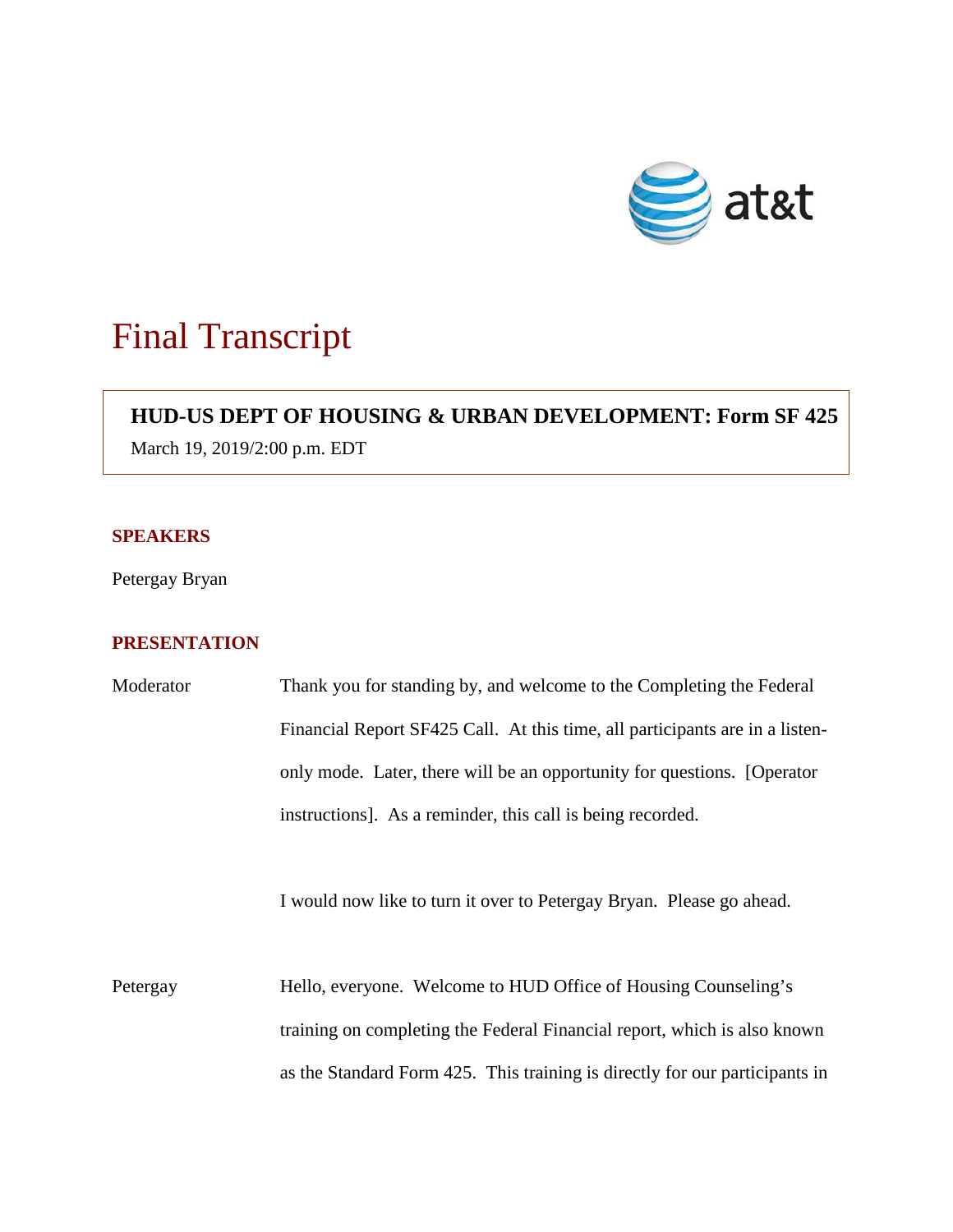# Final Transcript

**HUD-US DEPT OF HOUSING & URBAN DEVELOPMENT: Form SF 425**

March 19, 2019/2:00 p.m. EDT

## SPEAKERS

Petergay Bryan

## PRESENTATION

Moderator: Thank you for standing by, and welcome to the Completing the Federal Financial Report SF425 Call. At this time, all participants are in a listen-only mode. Later, there will be an opportunity for questions. [Operator instructions]. As a reminder, this call is being recorded.

I would now like to turn it over to Petergay Bryan. Please go ahead.

Petergay: Hello, everyone. Welcome to HUD Office of Housing Counseling's training on completing the Federal Financial report, which is also known as the Standard Form 425. This training is directly for our participants in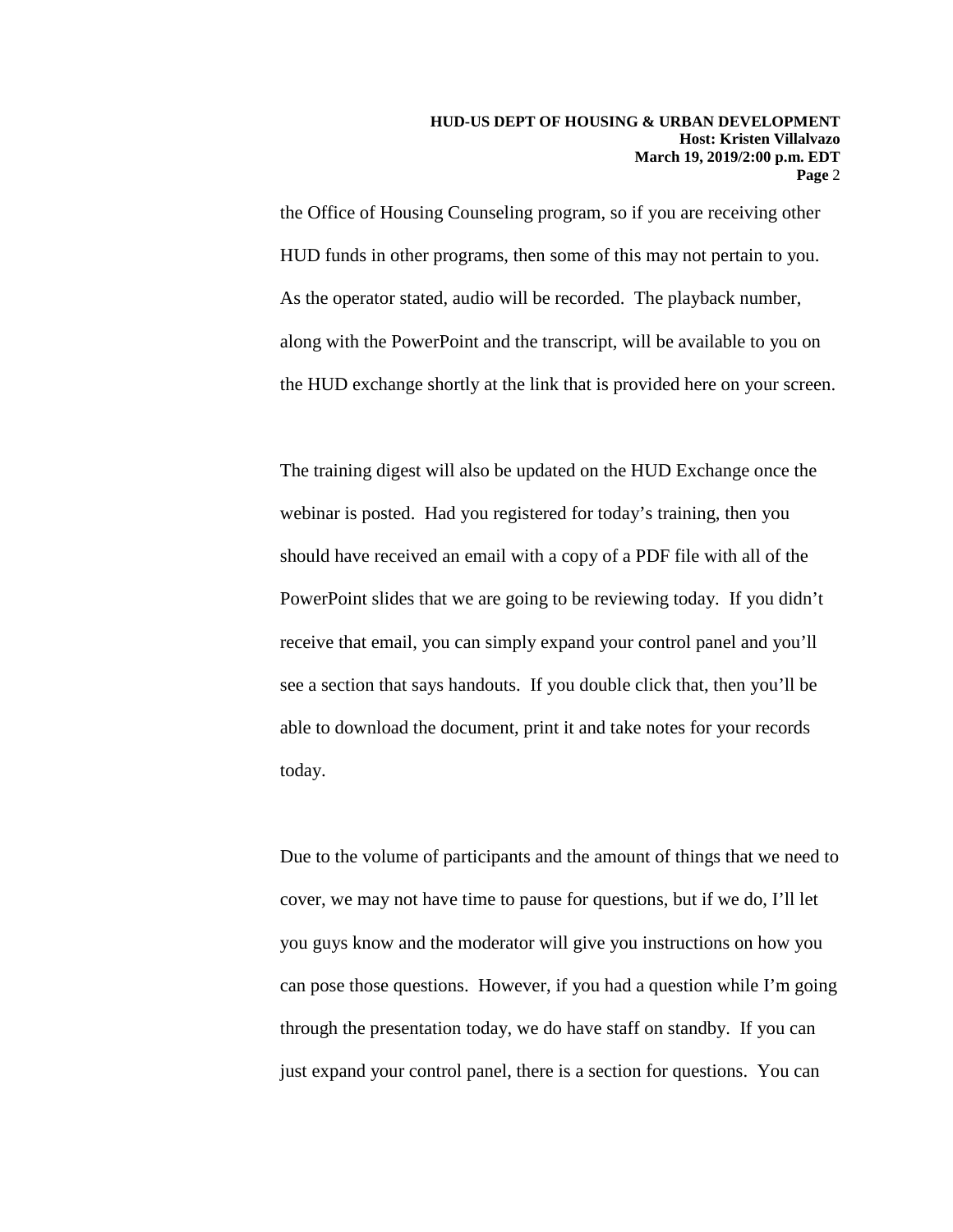the Office of Housing Counseling program, so if you are receiving other HUD funds in other programs, then some of this may not pertain to you. As the operator stated, audio will be recorded. The playback number, along with the PowerPoint and the transcript, will be available to you on the HUD exchange shortly at the link that is provided here on your screen.

The training digest will also be updated on the HUD Exchange once the webinar is posted. Had you registered for today's training, then you should have received an email with a copy of a PDF file with all of the PowerPoint slides that we are going to be reviewing today. If you didn't receive that email, you can simply expand your control panel and you'll see a section that says handouts. If you double click that, then you'll be able to download the document, print it and take notes for your records today.

Due to the volume of participants and the amount of things that we need to cover, we may not have time to pause for questions, but if we do, I'll let you guys know and the moderator will give you instructions on how you can pose those questions. However, if you had a question while I'm going through the presentation today, we do have staff on standby. If you can just expand your control panel, there is a section for questions. You can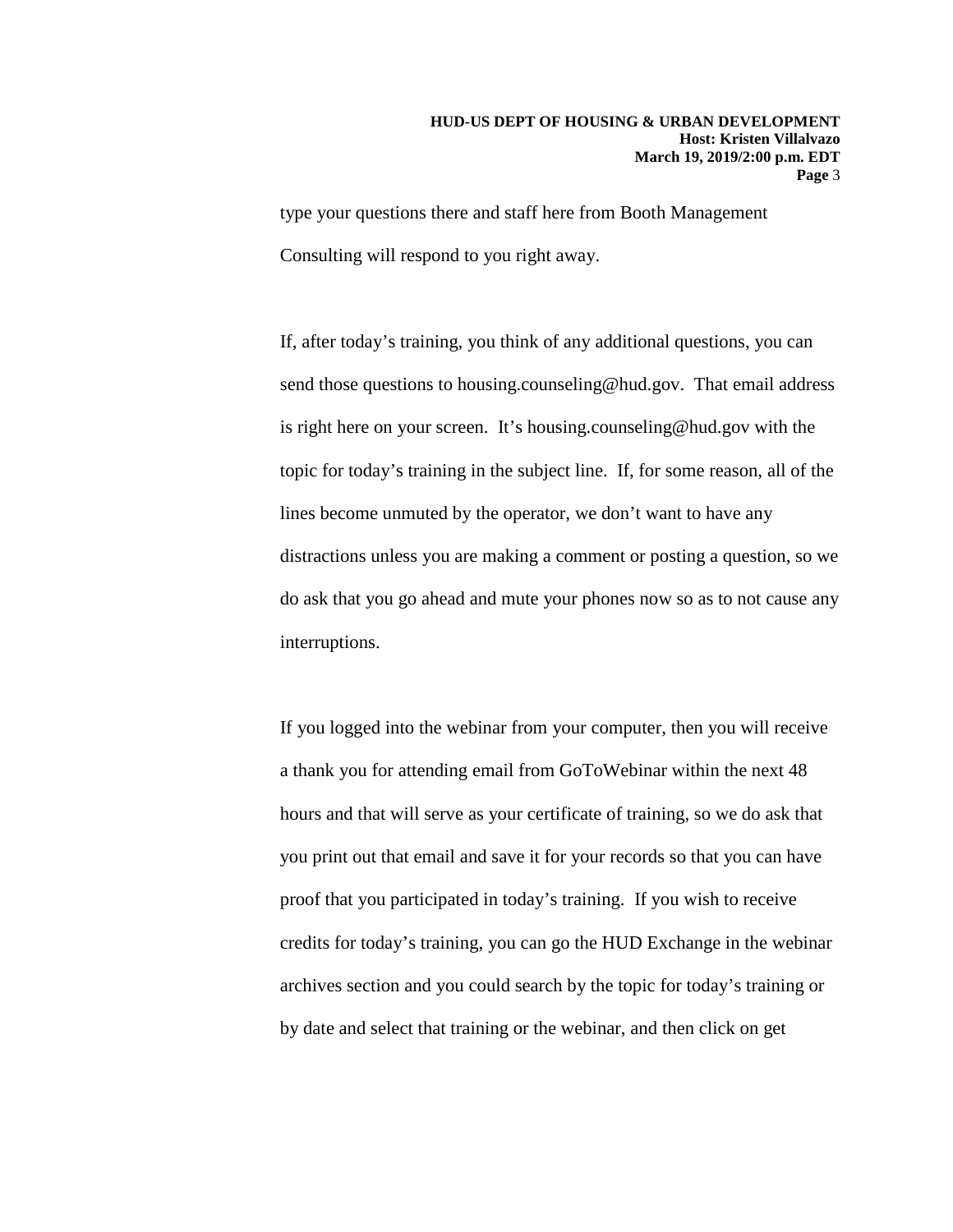type your questions there and staff here from Booth Management Consulting will respond to you right away.

If, after today's training, you think of any additional questions, you can send those questions to housing.counseling@hud.gov. That email address is right here on your screen. It's housing.counseling@hud.gov with the topic for today's training in the subject line. If, for some reason, all of the lines become unmuted by the operator, we don't want to have any distractions unless you are making a comment or posting a question, so we do ask that you go ahead and mute your phones now so as to not cause any interruptions.

If you logged into the webinar from your computer, then you will receive a thank you for attending email from GoToWebinar within the next 48 hours and that will serve as your certificate of training, so we do ask that you print out that email and save it for your records so that you can have proof that you participated in today's training. If you wish to receive credits for today's training, you can go the HUD Exchange in the webinar archives section and you could search by the topic for today's training or by date and select that training or the webinar, and then click on get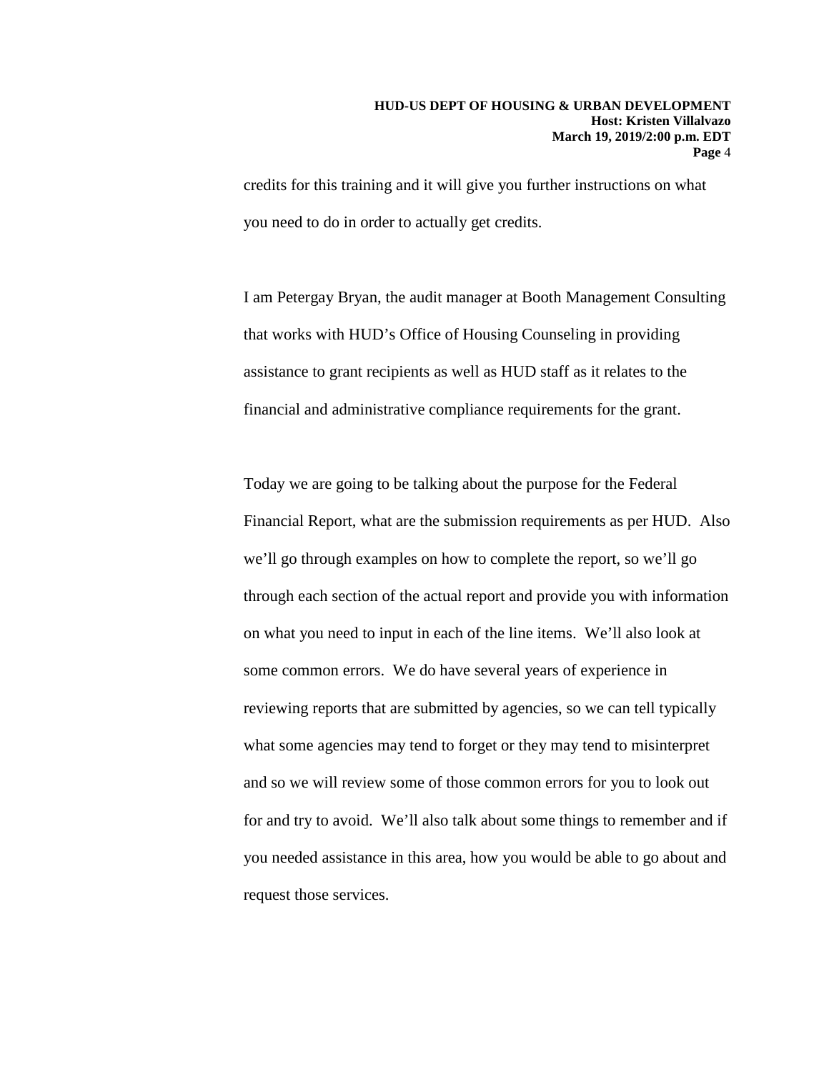credits for this training and it will give you further instructions on what you need to do in order to actually get credits.

I am Petergay Bryan, the audit manager at Booth Management Consulting that works with HUD's Office of Housing Counseling in providing assistance to grant recipients as well as HUD staff as it relates to the financial and administrative compliance requirements for the grant.

Today we are going to be talking about the purpose for the Federal Financial Report, what are the submission requirements as per HUD. Also we'll go through examples on how to complete the report, so we'll go through each section of the actual report and provide you with information on what you need to input in each of the line items. We'll also look at some common errors. We do have several years of experience in reviewing reports that are submitted by agencies, so we can tell typically what some agencies may tend to forget or they may tend to misinterpret and so we will review some of those common errors for you to look out for and try to avoid. We'll also talk about some things to remember and if you needed assistance in this area, how you would be able to go about and request those services.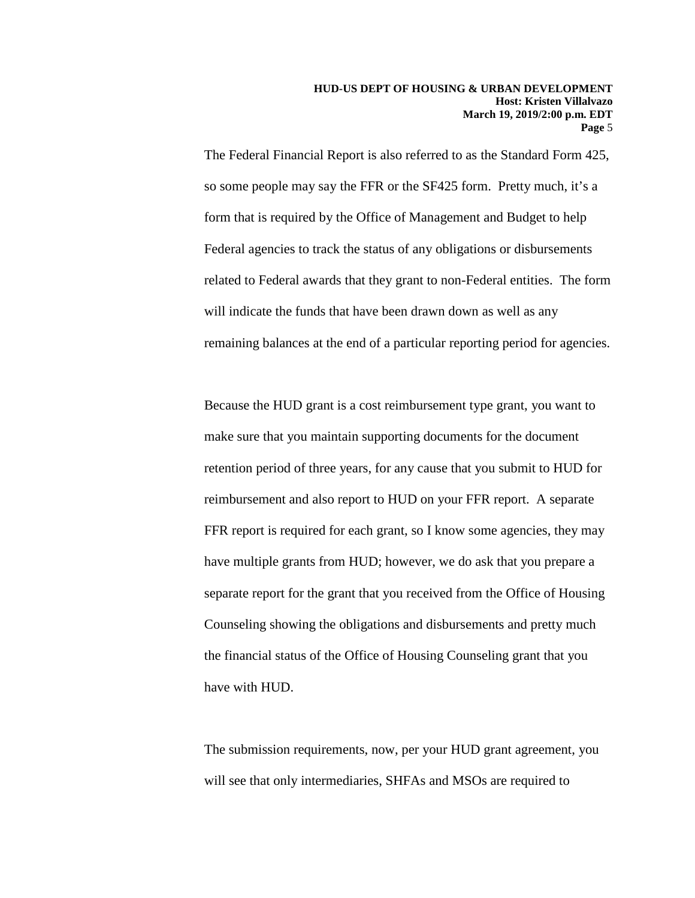The Federal Financial Report is also referred to as the Standard Form 425, so some people may say the FFR or the SF425 form. Pretty much, it's a form that is required by the Office of Management and Budget to help Federal agencies to track the status of any obligations or disbursements related to Federal awards that they grant to non-Federal entities. The form will indicate the funds that have been drawn down as well as any remaining balances at the end of a particular reporting period for agencies.

Because the HUD grant is a cost reimbursement type grant, you want to make sure that you maintain supporting documents for the document retention period of three years, for any cause that you submit to HUD for reimbursement and also report to HUD on your FFR report. A separate FFR report is required for each grant, so I know some agencies, they may have multiple grants from HUD; however, we do ask that you prepare a separate report for the grant that you received from the Office of Housing Counseling showing the obligations and disbursements and pretty much the financial status of the Office of Housing Counseling grant that you have with HUD.

The submission requirements, now, per your HUD grant agreement, you will see that only intermediaries, SHFAs and MSOs are required to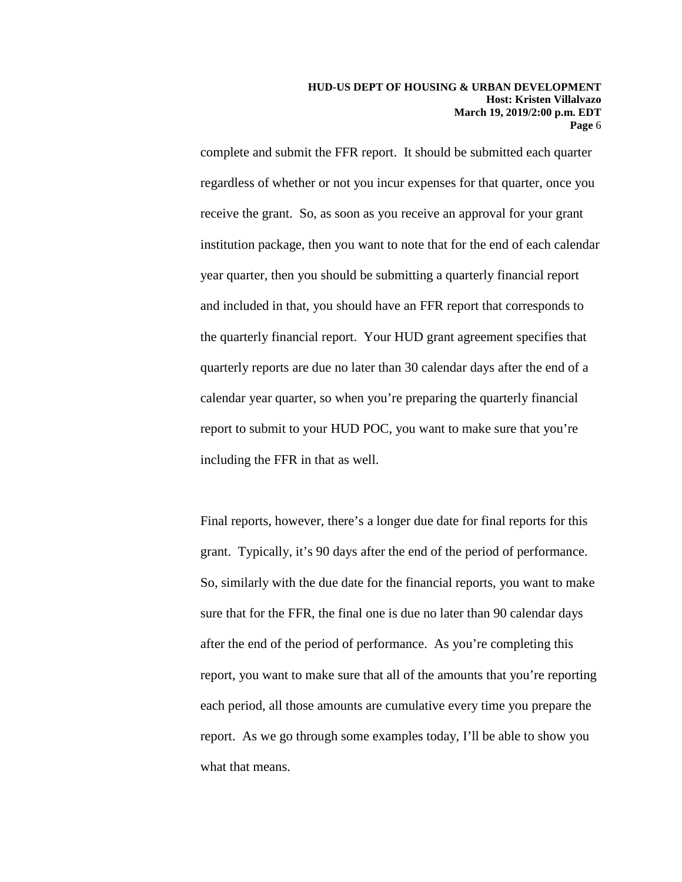complete and submit the FFR report. It should be submitted each quarter regardless of whether or not you incur expenses for that quarter, once you receive the grant. So, as soon as you receive an approval for your grant institution package, then you want to note that for the end of each calendar year quarter, then you should be submitting a quarterly financial report and included in that, you should have an FFR report that corresponds to the quarterly financial report. Your HUD grant agreement specifies that quarterly reports are due no later than 30 calendar days after the end of a calendar year quarter, so when you're preparing the quarterly financial report to submit to your HUD POC, you want to make sure that you're including the FFR in that as well.

Final reports, however, there's a longer due date for final reports for this grant. Typically, it's 90 days after the end of the period of performance. So, similarly with the due date for the financial reports, you want to make sure that for the FFR, the final one is due no later than 90 calendar days after the end of the period of performance. As you're completing this report, you want to make sure that all of the amounts that you're reporting each period, all those amounts are cumulative every time you prepare the report. As we go through some examples today, I'll be able to show you what that means.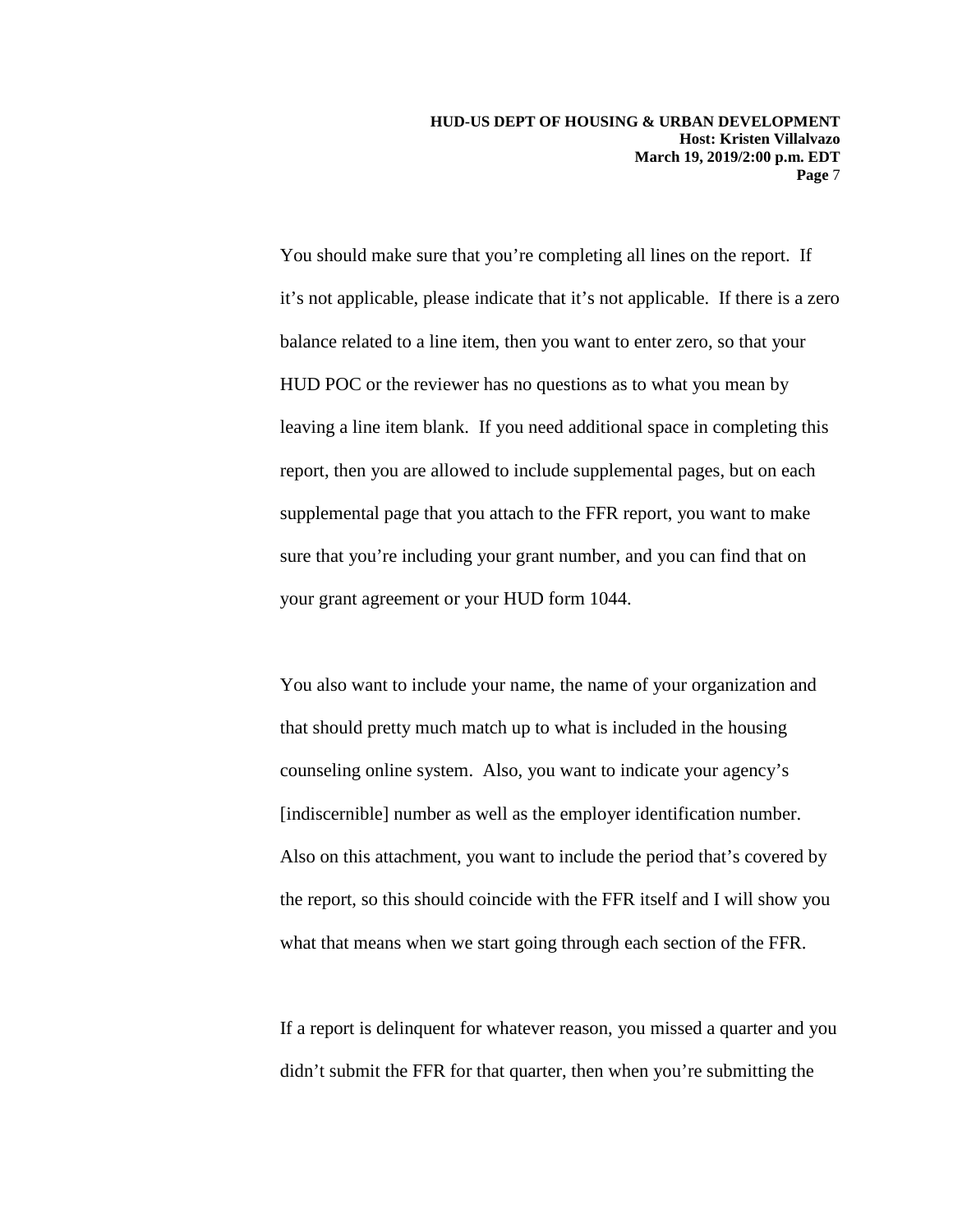You should make sure that you're completing all lines on the report. If it's not applicable, please indicate that it's not applicable. If there is a zero balance related to a line item, then you want to enter zero, so that your HUD POC or the reviewer has no questions as to what you mean by leaving a line item blank. If you need additional space in completing this report, then you are allowed to include supplemental pages, but on each supplemental page that you attach to the FFR report, you want to make sure that you're including your grant number, and you can find that on your grant agreement or your HUD form 1044.

You also want to include your name, the name of your organization and that should pretty much match up to what is included in the housing counseling online system. Also, you want to indicate your agency's [indiscernible] number as well as the employer identification number. Also on this attachment, you want to include the period that's covered by the report, so this should coincide with the FFR itself and I will show you what that means when we start going through each section of the FFR.

If a report is delinquent for whatever reason, you missed a quarter and you didn't submit the FFR for that quarter, then when you're submitting the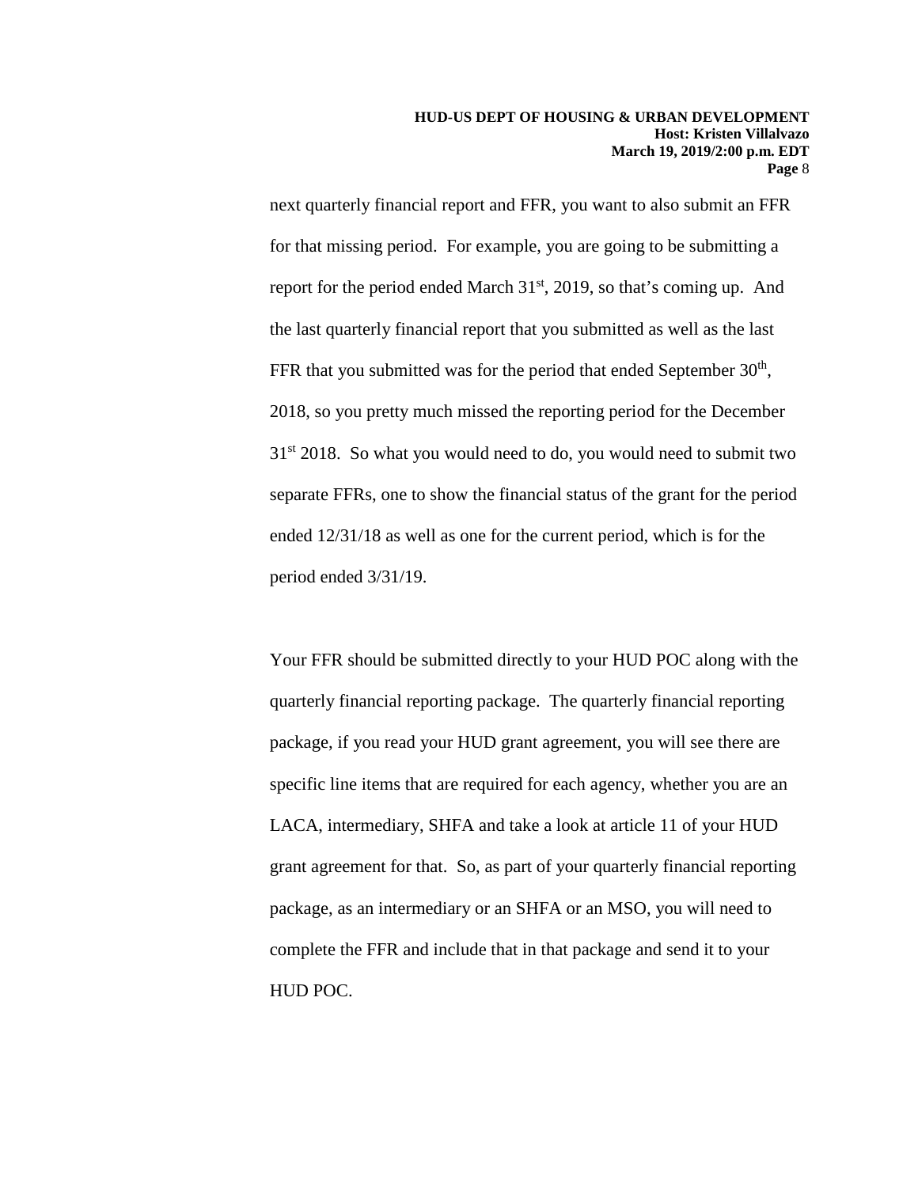next quarterly financial report and FFR, you want to also submit an FFR for that missing period. For example, you are going to be submitting a report for the period ended March 31st, 2019, so that's coming up. And the last quarterly financial report that you submitted as well as the last FFR that you submitted was for the period that ended September 30th, 2018, so you pretty much missed the reporting period for the December 31st 2018. So what you would need to do, you would need to submit two separate FFRs, one to show the financial status of the grant for the period ended 12/31/18 as well as one for the current period, which is for the period ended 3/31/19.

Your FFR should be submitted directly to your HUD POC along with the quarterly financial reporting package. The quarterly financial reporting package, if you read your HUD grant agreement, you will see there are specific line items that are required for each agency, whether you are an LACA, intermediary, SHFA and take a look at article 11 of your HUD grant agreement for that. So, as part of your quarterly financial reporting package, as an intermediary or an SHFA or an MSO, you will need to complete the FFR and include that in that package and send it to your HUD POC.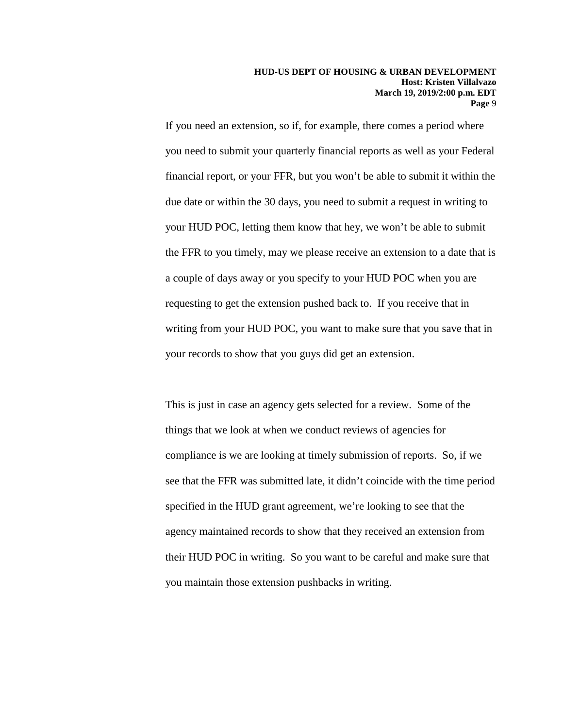If you need an extension, so if, for example, there comes a period where you need to submit your quarterly financial reports as well as your Federal financial report, or your FFR, but you won't be able to submit it within the due date or within the 30 days, you need to submit a request in writing to your HUD POC, letting them know that hey, we won't be able to submit the FFR to you timely, may we please receive an extension to a date that is a couple of days away or you specify to your HUD POC when you are requesting to get the extension pushed back to. If you receive that in writing from your HUD POC, you want to make sure that you save that in your records to show that you guys did get an extension.

This is just in case an agency gets selected for a review. Some of the things that we look at when we conduct reviews of agencies for compliance is we are looking at timely submission of reports. So, if we see that the FFR was submitted late, it didn't coincide with the time period specified in the HUD grant agreement, we're looking to see that the agency maintained records to show that they received an extension from their HUD POC in writing. So you want to be careful and make sure that you maintain those extension pushbacks in writing.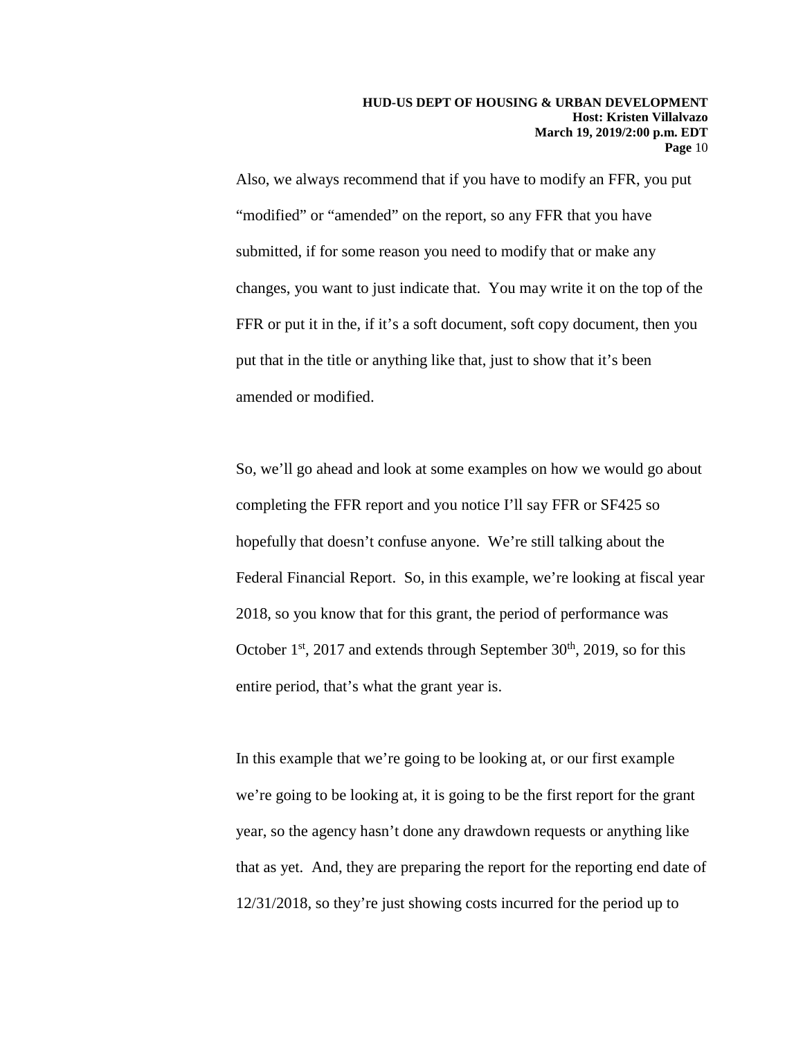Also, we always recommend that if you have to modify an FFR, you put "modified" or "amended" on the report, so any FFR that you have submitted, if for some reason you need to modify that or make any changes, you want to just indicate that. You may write it on the top of the FFR or put it in the, if it's a soft document, soft copy document, then you put that in the title or anything like that, just to show that it's been amended or modified.

So, we'll go ahead and look at some examples on how we would go about completing the FFR report and you notice I'll say FFR or SF425 so hopefully that doesn't confuse anyone. We're still talking about the Federal Financial Report. So, in this example, we're looking at fiscal year 2018, so you know that for this grant, the period of performance was October 1st, 2017 and extends through September 30th, 2019, so for this entire period, that's what the grant year is.

In this example that we're going to be looking at, or our first example we're going to be looking at, it is going to be the first report for the grant year, so the agency hasn't done any drawdown requests or anything like that as yet. And, they are preparing the report for the reporting end date of 12/31/2018, so they're just showing costs incurred for the period up to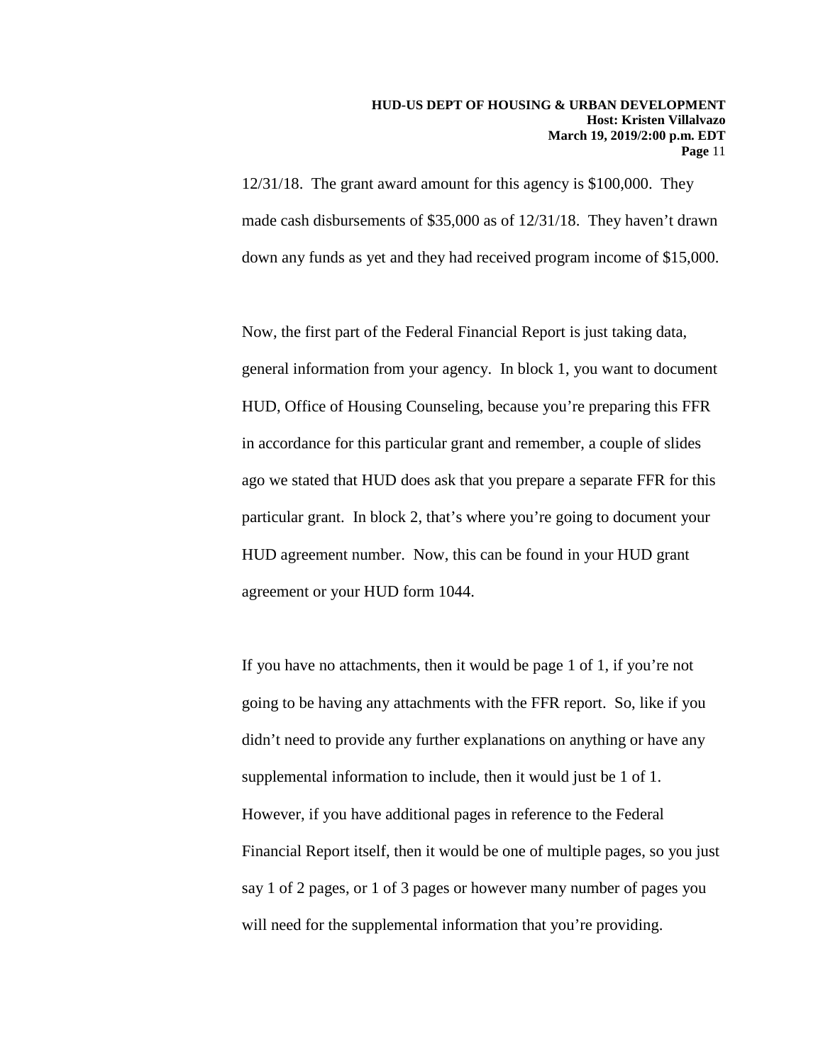12/31/18. The grant award amount for this agency is $100,000. They made cash disbursements of $35,000 as of 12/31/18. They haven't drawn down any funds as yet and they had received program income of $15,000.

Now, the first part of the Federal Financial Report is just taking data, general information from your agency. In block 1, you want to document HUD, Office of Housing Counseling, because you're preparing this FFR in accordance for this particular grant and remember, a couple of slides ago we stated that HUD does ask that you prepare a separate FFR for this particular grant. In block 2, that's where you're going to document your HUD agreement number. Now, this can be found in your HUD grant agreement or your HUD form 1044.

If you have no attachments, then it would be page 1 of 1, if you're not going to be having any attachments with the FFR report. So, like if you didn't need to provide any further explanations on anything or have any supplemental information to include, then it would just be 1 of 1. However, if you have additional pages in reference to the Federal Financial Report itself, then it would be one of multiple pages, so you just say 1 of 2 pages, or 1 of 3 pages or however many number of pages you will need for the supplemental information that you're providing.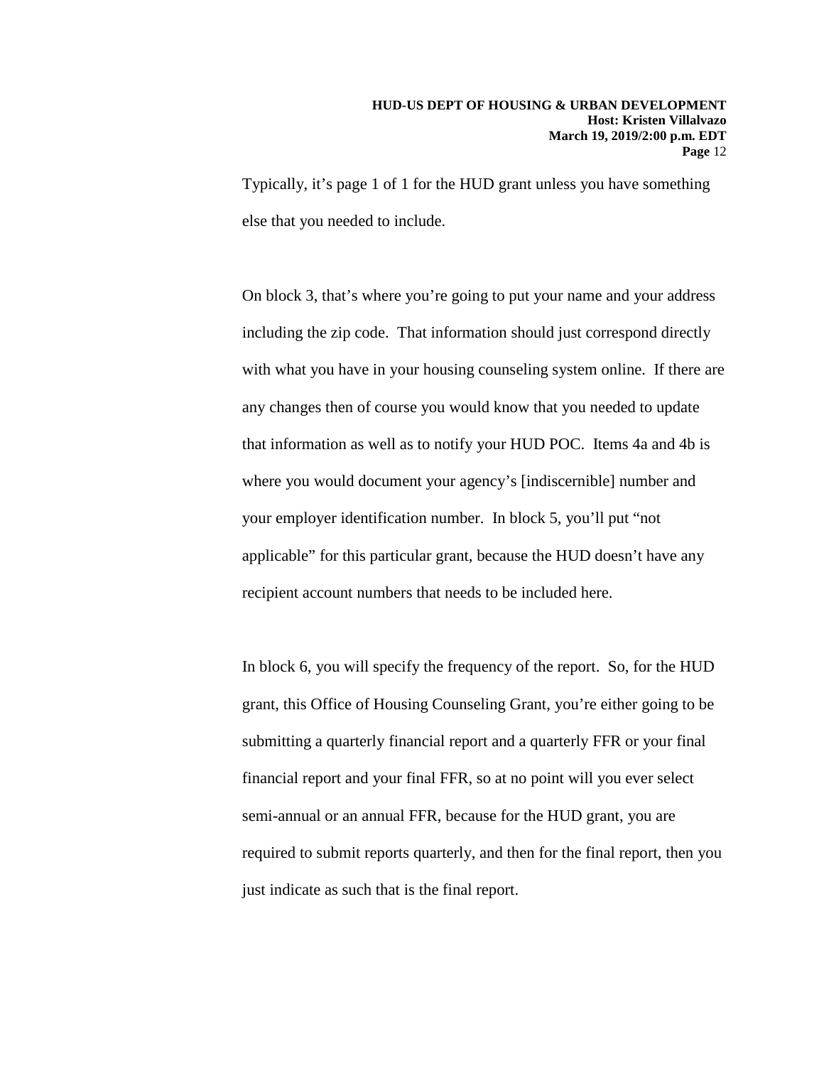Typically, it's page 1 of 1 for the HUD grant unless you have something else that you needed to include.

On block 3, that's where you're going to put your name and your address including the zip code. That information should just correspond directly with what you have in your housing counseling system online. If there are any changes then of course you would know that you needed to update that information as well as to notify your HUD POC. Items 4a and 4b is where you would document your agency's [indiscernible] number and your employer identification number. In block 5, you'll put "not applicable" for this particular grant, because the HUD doesn't have any recipient account numbers that needs to be included here.

In block 6, you will specify the frequency of the report. So, for the HUD grant, this Office of Housing Counseling Grant, you're either going to be submitting a quarterly financial report and a quarterly FFR or your final financial report and your final FFR, so at no point will you ever select semi-annual or an annual FFR, because for the HUD grant, you are required to submit reports quarterly, and then for the final report, then you just indicate as such that is the final report.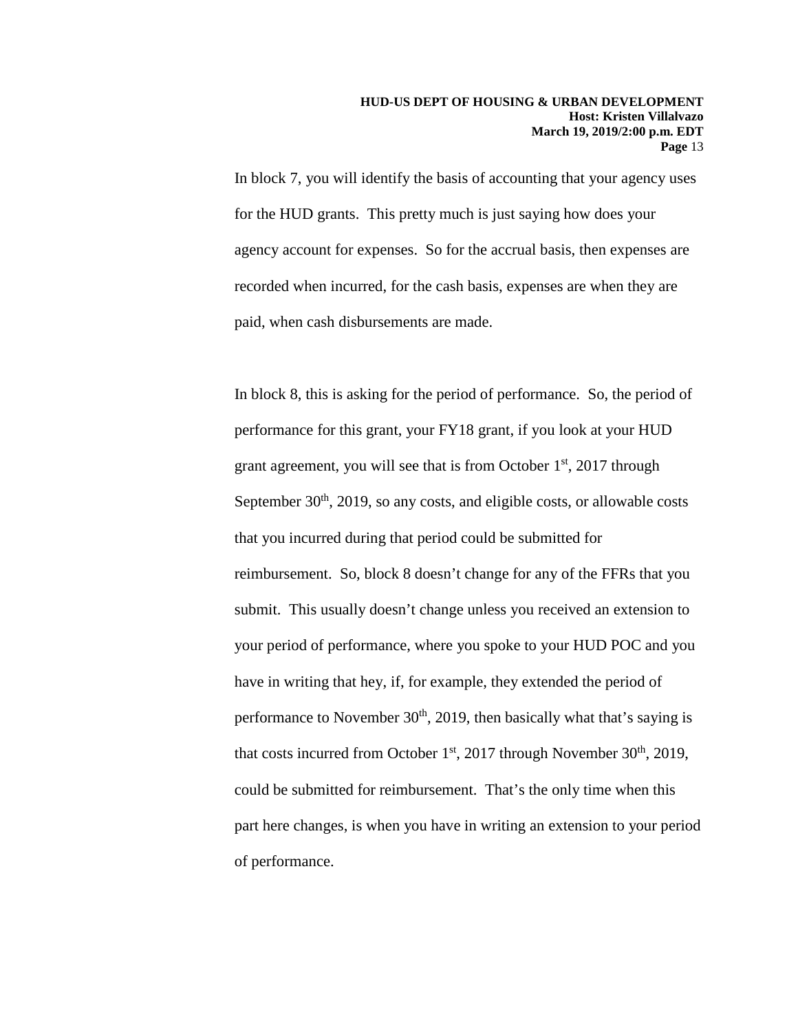In block 7, you will identify the basis of accounting that your agency uses for the HUD grants. This pretty much is just saying how does your agency account for expenses. So for the accrual basis, then expenses are recorded when incurred, for the cash basis, expenses are when they are paid, when cash disbursements are made.

In block 8, this is asking for the period of performance. So, the period of performance for this grant, your FY18 grant, if you look at your HUD grant agreement, you will see that is from October 1st, 2017 through September 30th, 2019, so any costs, and eligible costs, or allowable costs that you incurred during that period could be submitted for reimbursement. So, block 8 doesn't change for any of the FFRs that you submit. This usually doesn't change unless you received an extension to your period of performance, where you spoke to your HUD POC and you have in writing that hey, if, for example, they extended the period of performance to November 30th, 2019, then basically what that's saying is that costs incurred from October 1st, 2017 through November 30th, 2019, could be submitted for reimbursement. That's the only time when this part here changes, is when you have in writing an extension to your period of performance.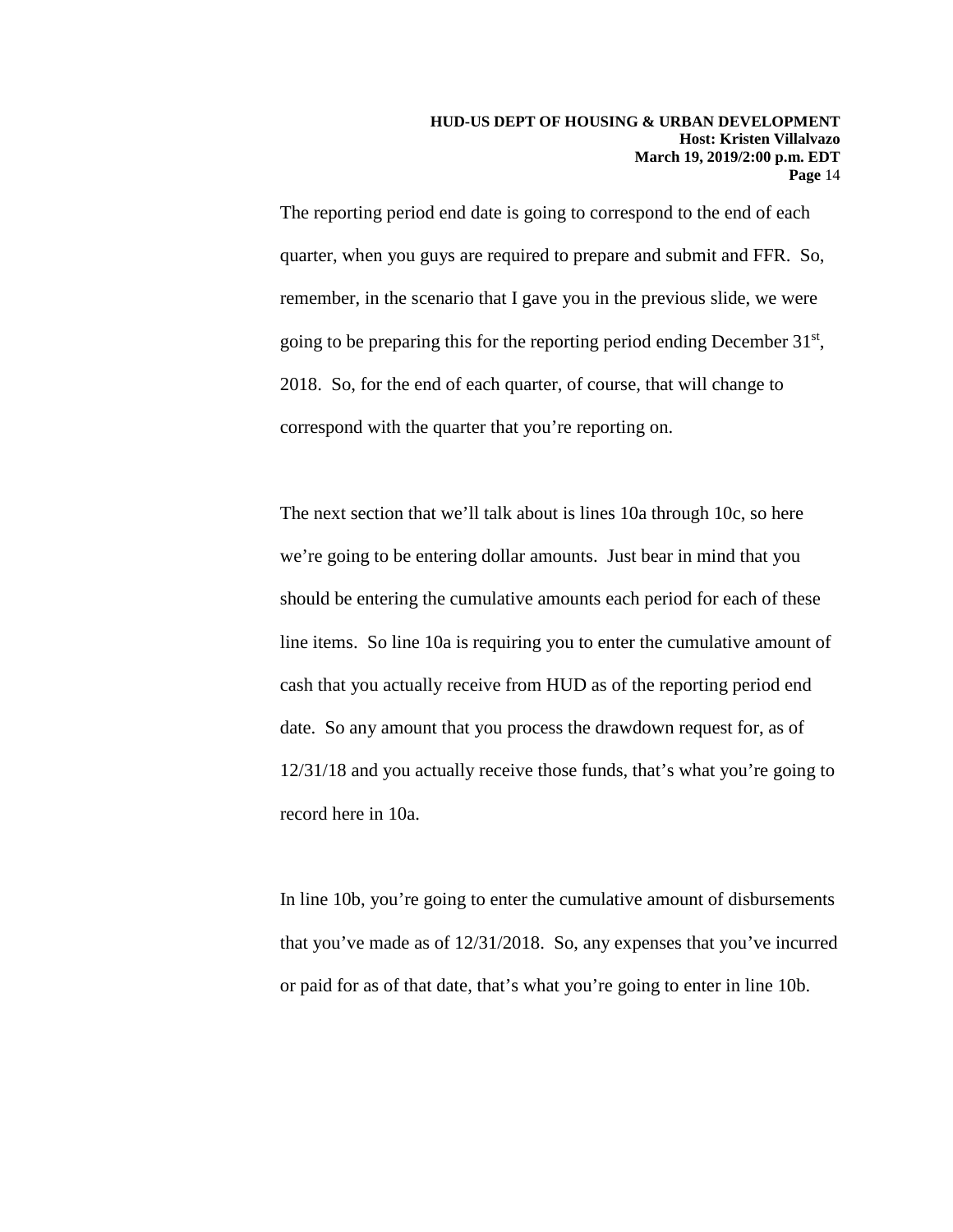The reporting period end date is going to correspond to the end of each quarter, when you guys are required to prepare and submit and FFR. So, remember, in the scenario that I gave you in the previous slide, we were going to be preparing this for the reporting period ending December 31st, 2018. So, for the end of each quarter, of course, that will change to correspond with the quarter that you're reporting on.

The next section that we'll talk about is lines 10a through 10c, so here we're going to be entering dollar amounts. Just bear in mind that you should be entering the cumulative amounts each period for each of these line items. So line 10a is requiring you to enter the cumulative amount of cash that you actually receive from HUD as of the reporting period end date. So any amount that you process the drawdown request for, as of 12/31/18 and you actually receive those funds, that's what you're going to record here in 10a.

In line 10b, you're going to enter the cumulative amount of disbursements that you've made as of 12/31/2018. So, any expenses that you've incurred or paid for as of that date, that's what you're going to enter in line 10b.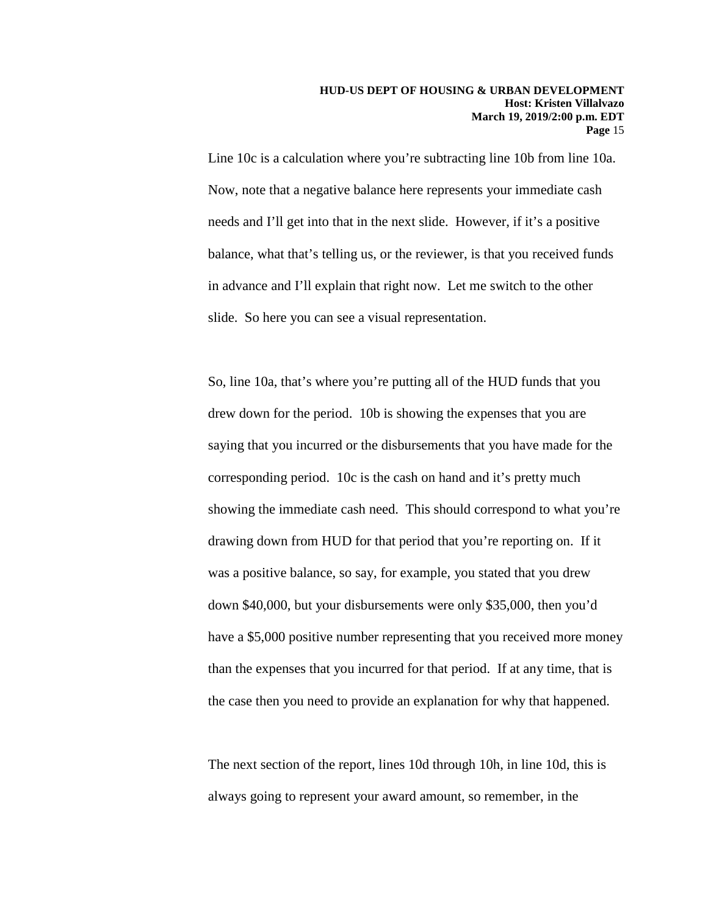Line 10c is a calculation where you're subtracting line 10b from line 10a. Now, note that a negative balance here represents your immediate cash needs and I'll get into that in the next slide. However, if it's a positive balance, what that's telling us, or the reviewer, is that you received funds in advance and I'll explain that right now. Let me switch to the other slide. So here you can see a visual representation.

So, line 10a, that's where you're putting all of the HUD funds that you drew down for the period. 10b is showing the expenses that you are saying that you incurred or the disbursements that you have made for the corresponding period. 10c is the cash on hand and it's pretty much showing the immediate cash need. This should correspond to what you're drawing down from HUD for that period that you're reporting on. If it was a positive balance, so say, for example, you stated that you drew down $40,000, but your disbursements were only $35,000, then you'd have a $5,000 positive number representing that you received more money than the expenses that you incurred for that period. If at any time, that is the case then you need to provide an explanation for why that happened.

The next section of the report, lines 10d through 10h, in line 10d, this is always going to represent your award amount, so remember, in the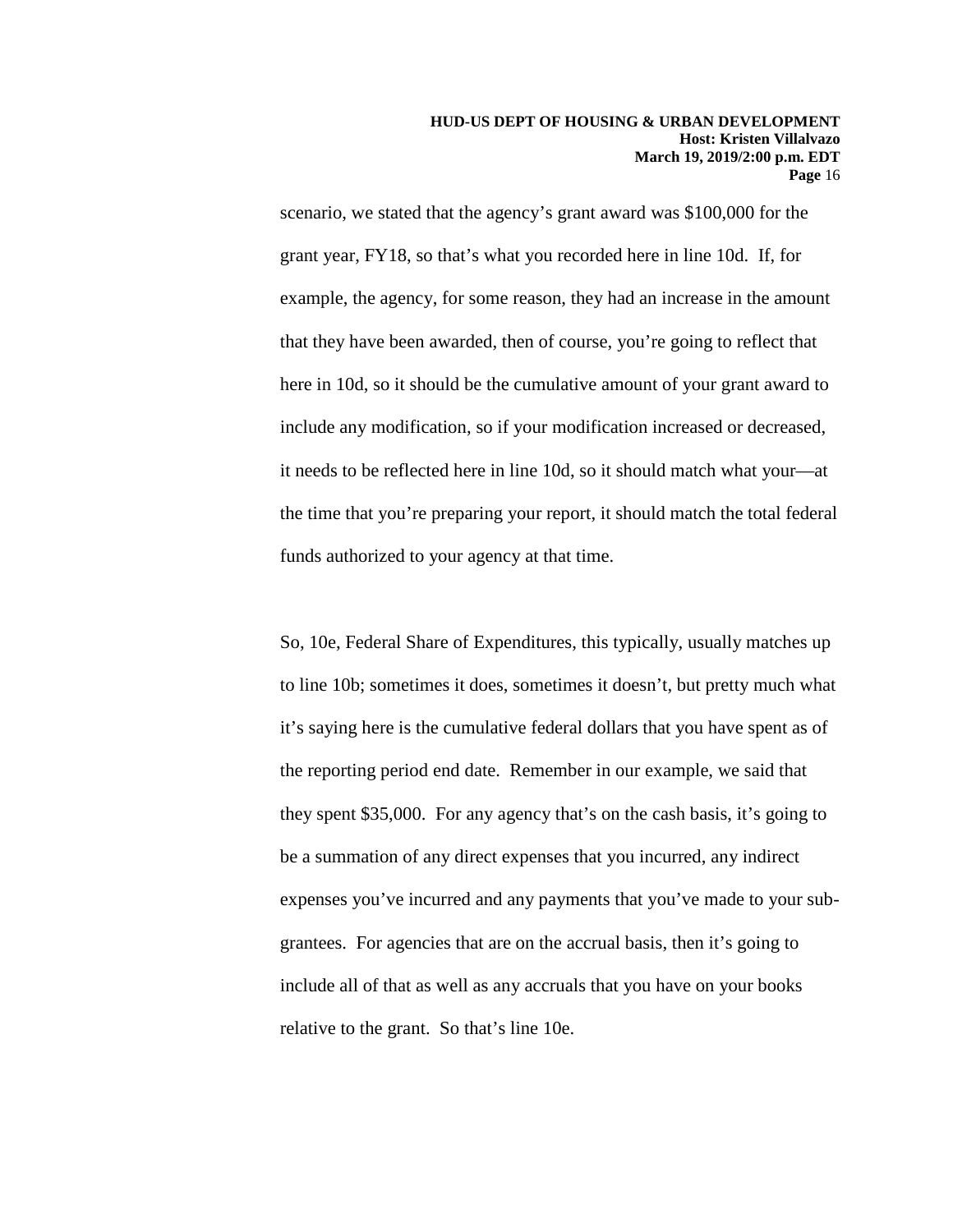scenario, we stated that the agency's grant award was $100,000 for the grant year, FY18, so that's what you recorded here in line 10d. If, for example, the agency, for some reason, they had an increase in the amount that they have been awarded, then of course, you're going to reflect that here in 10d, so it should be the cumulative amount of your grant award to include any modification, so if your modification increased or decreased, it needs to be reflected here in line 10d, so it should match what your—at the time that you're preparing your report, it should match the total federal funds authorized to your agency at that time.

So, 10e, Federal Share of Expenditures, this typically, usually matches up to line 10b; sometimes it does, sometimes it doesn't, but pretty much what it's saying here is the cumulative federal dollars that you have spent as of the reporting period end date. Remember in our example, we said that they spent $35,000. For any agency that's on the cash basis, it's going to be a summation of any direct expenses that you incurred, any indirect expenses you've incurred and any payments that you've made to your sub-grantees. For agencies that are on the accrual basis, then it's going to include all of that as well as any accruals that you have on your books relative to the grant. So that's line 10e.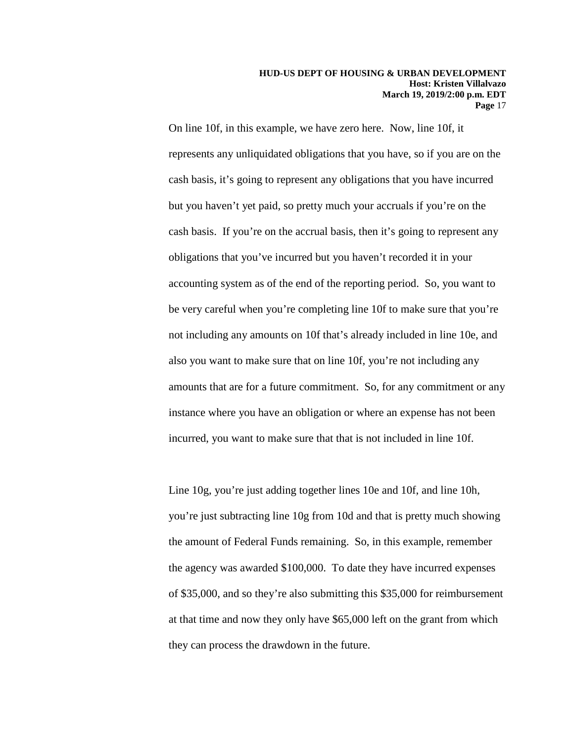On line 10f, in this example, we have zero here. Now, line 10f, it represents any unliquidated obligations that you have, so if you are on the cash basis, it's going to represent any obligations that you have incurred but you haven't yet paid, so pretty much your accruals if you're on the cash basis. If you're on the accrual basis, then it's going to represent any obligations that you've incurred but you haven't recorded it in your accounting system as of the end of the reporting period. So, you want to be very careful when you're completing line 10f to make sure that you're not including any amounts on 10f that's already included in line 10e, and also you want to make sure that on line 10f, you're not including any amounts that are for a future commitment. So, for any commitment or any instance where you have an obligation or where an expense has not been incurred, you want to make sure that that is not included in line 10f.

Line 10g, you're just adding together lines 10e and 10f, and line 10h, you're just subtracting line 10g from 10d and that is pretty much showing the amount of Federal Funds remaining. So, in this example, remember the agency was awarded $100,000. To date they have incurred expenses of $35,000, and so they're also submitting this $35,000 for reimbursement at that time and now they only have $65,000 left on the grant from which they can process the drawdown in the future.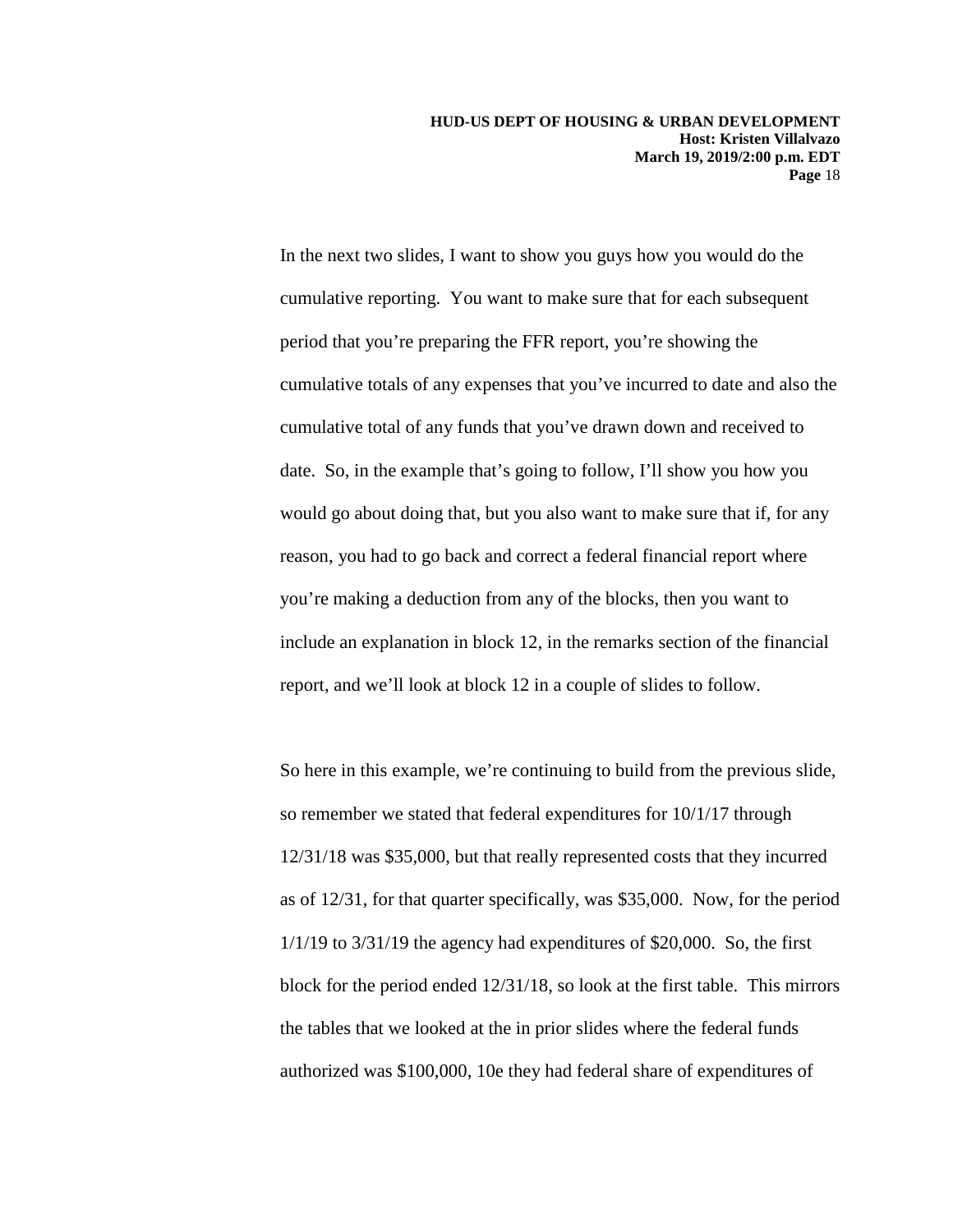In the next two slides, I want to show you guys how you would do the cumulative reporting. You want to make sure that for each subsequent period that you're preparing the FFR report, you're showing the cumulative totals of any expenses that you've incurred to date and also the cumulative total of any funds that you've drawn down and received to date. So, in the example that's going to follow, I'll show you how you would go about doing that, but you also want to make sure that if, for any reason, you had to go back and correct a federal financial report where you're making a deduction from any of the blocks, then you want to include an explanation in block 12, in the remarks section of the financial report, and we'll look at block 12 in a couple of slides to follow.

So here in this example, we're continuing to build from the previous slide, so remember we stated that federal expenditures for 10/1/17 through 12/31/18 was $35,000, but that really represented costs that they incurred as of 12/31, for that quarter specifically, was $35,000. Now, for the period 1/1/19 to 3/31/19 the agency had expenditures of $20,000. So, the first block for the period ended 12/31/18, so look at the first table. This mirrors the tables that we looked at the in prior slides where the federal funds authorized was $100,000, 10e they had federal share of expenditures of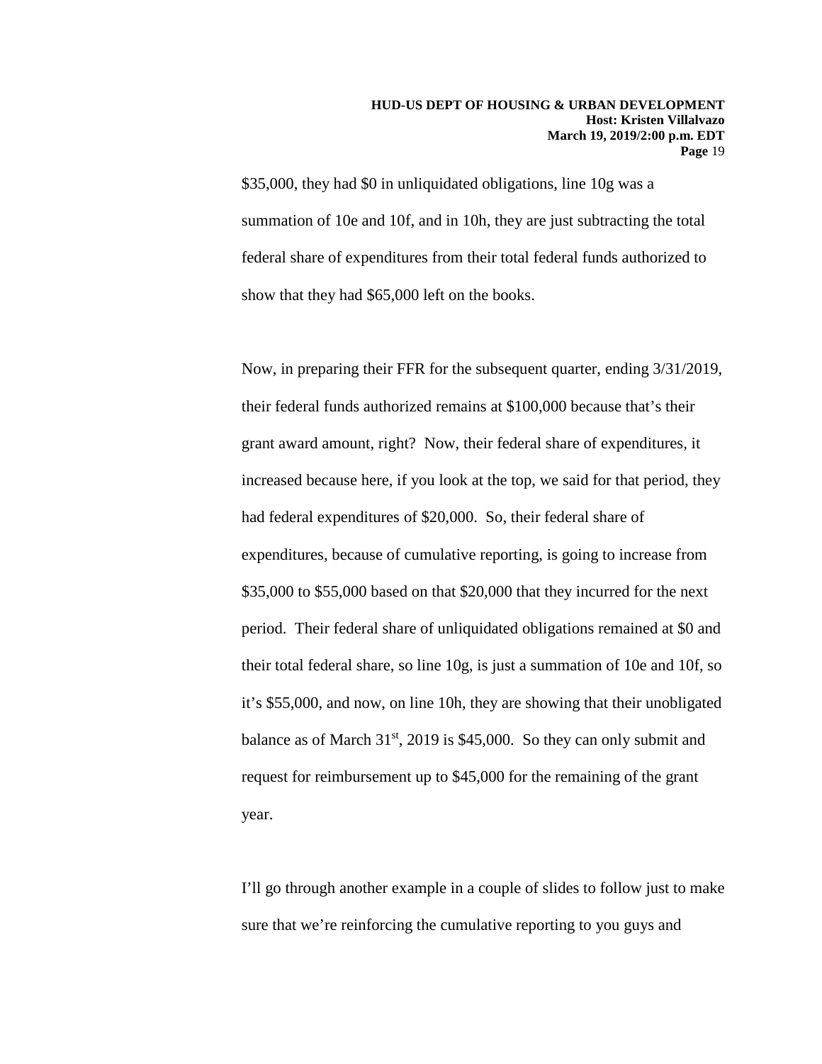$35,000, they had $0 in unliquidated obligations, line 10g was a summation of 10e and 10f, and in 10h, they are just subtracting the total federal share of expenditures from their total federal funds authorized to show that they had $65,000 left on the books.

Now, in preparing their FFR for the subsequent quarter, ending 3/31/2019, their federal funds authorized remains at $100,000 because that's their grant award amount, right? Now, their federal share of expenditures, it increased because here, if you look at the top, we said for that period, they had federal expenditures of $20,000. So, their federal share of expenditures, because of cumulative reporting, is going to increase from $35,000 to $55,000 based on that $20,000 that they incurred for the next period. Their federal share of unliquidated obligations remained at $0 and their total federal share, so line 10g, is just a summation of 10e and 10f, so it's $55,000, and now, on line 10h, they are showing that their unobligated balance as of March 31st, 2019 is $45,000. So they can only submit and request for reimbursement up to $45,000 for the remaining of the grant year.

I'll go through another example in a couple of slides to follow just to make sure that we're reinforcing the cumulative reporting to you guys and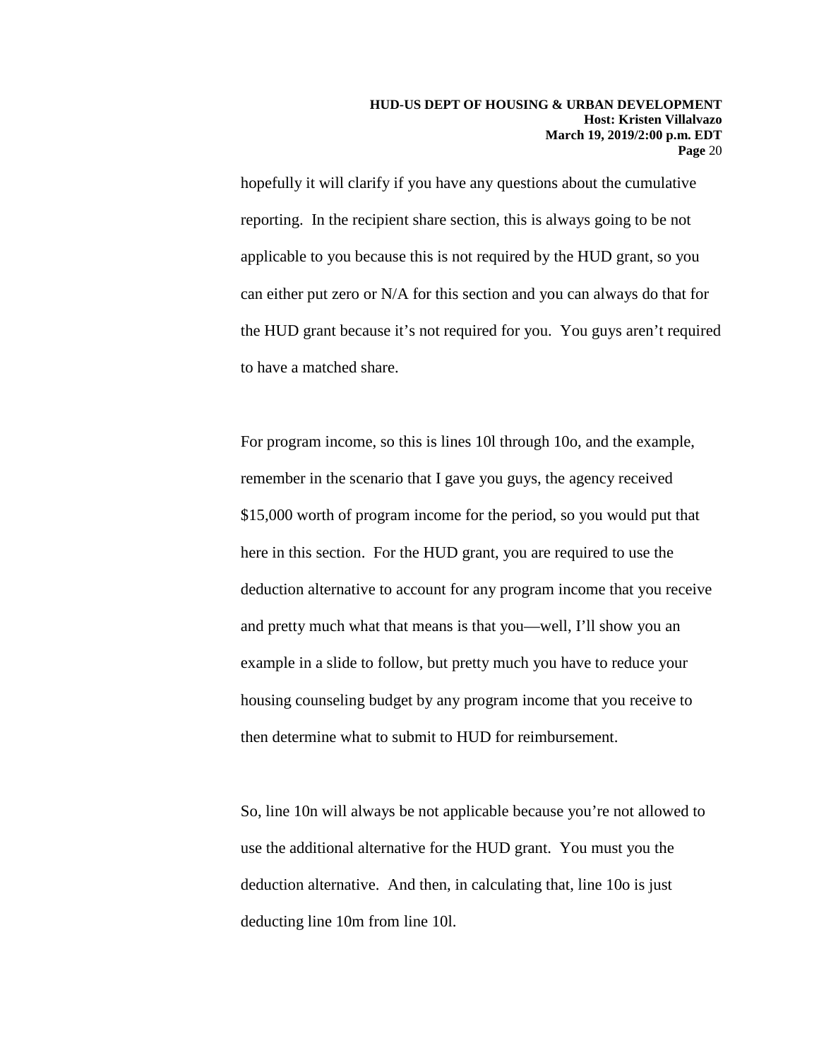hopefully it will clarify if you have any questions about the cumulative reporting. In the recipient share section, this is always going to be not applicable to you because this is not required by the HUD grant, so you can either put zero or N/A for this section and you can always do that for the HUD grant because it's not required for you. You guys aren't required to have a matched share.

For program income, so this is lines 10l through 10o, and the example, remember in the scenario that I gave you guys, the agency received $15,000 worth of program income for the period, so you would put that here in this section. For the HUD grant, you are required to use the deduction alternative to account for any program income that you receive and pretty much what that means is that you—well, I'll show you an example in a slide to follow, but pretty much you have to reduce your housing counseling budget by any program income that you receive to then determine what to submit to HUD for reimbursement.

So, line 10n will always be not applicable because you're not allowed to use the additional alternative for the HUD grant. You must you the deduction alternative. And then, in calculating that, line 10o is just deducting line 10m from line 10l.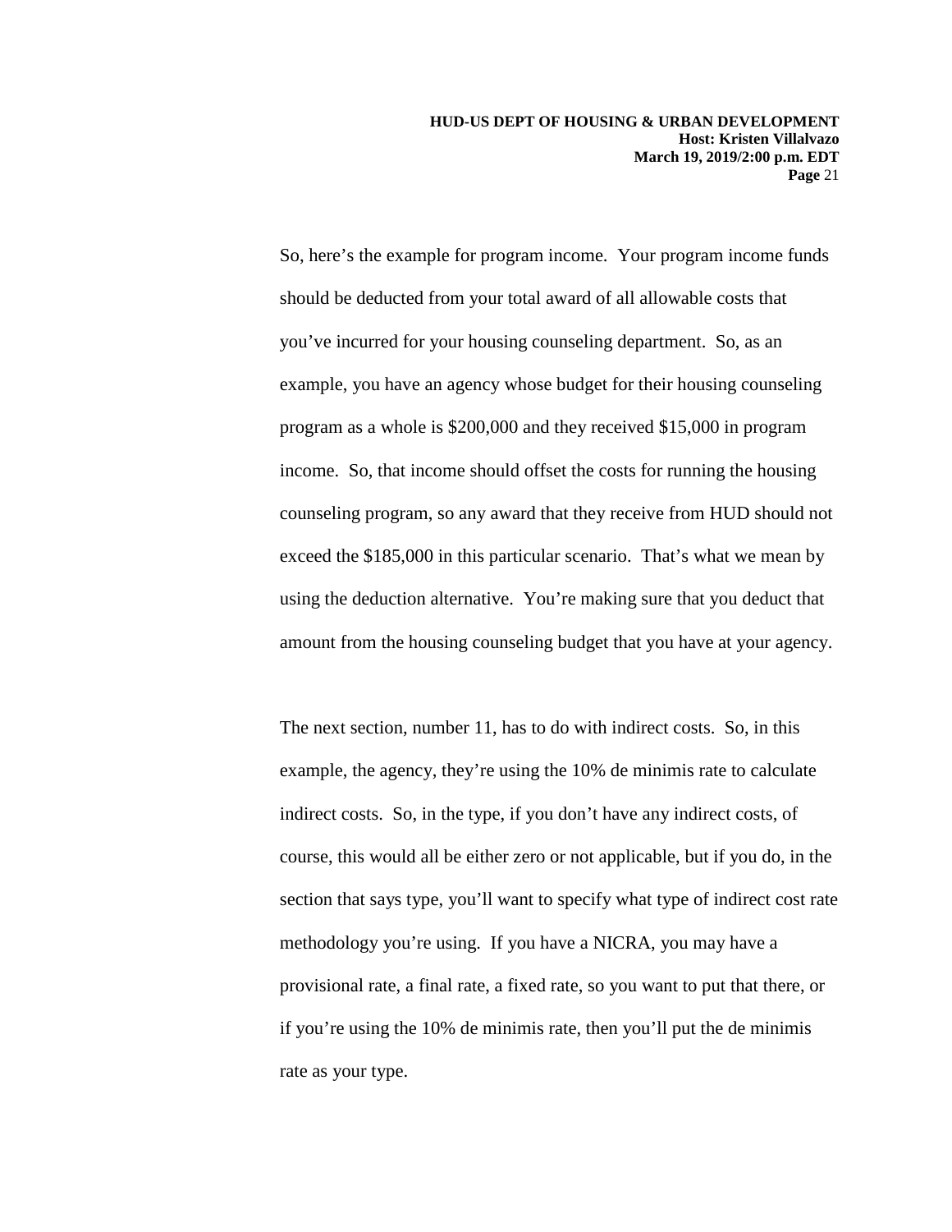So, here's the example for program income. Your program income funds should be deducted from your total award of all allowable costs that you've incurred for your housing counseling department. So, as an example, you have an agency whose budget for their housing counseling program as a whole is $200,000 and they received $15,000 in program income. So, that income should offset the costs for running the housing counseling program, so any award that they receive from HUD should not exceed the $185,000 in this particular scenario. That's what we mean by using the deduction alternative. You're making sure that you deduct that amount from the housing counseling budget that you have at your agency.

The next section, number 11, has to do with indirect costs. So, in this example, the agency, they're using the 10% de minimis rate to calculate indirect costs. So, in the type, if you don't have any indirect costs, of course, this would all be either zero or not applicable, but if you do, in the section that says type, you'll want to specify what type of indirect cost rate methodology you're using. If you have a NICRA, you may have a provisional rate, a final rate, a fixed rate, so you want to put that there, or if you're using the 10% de minimis rate, then you'll put the de minimis rate as your type.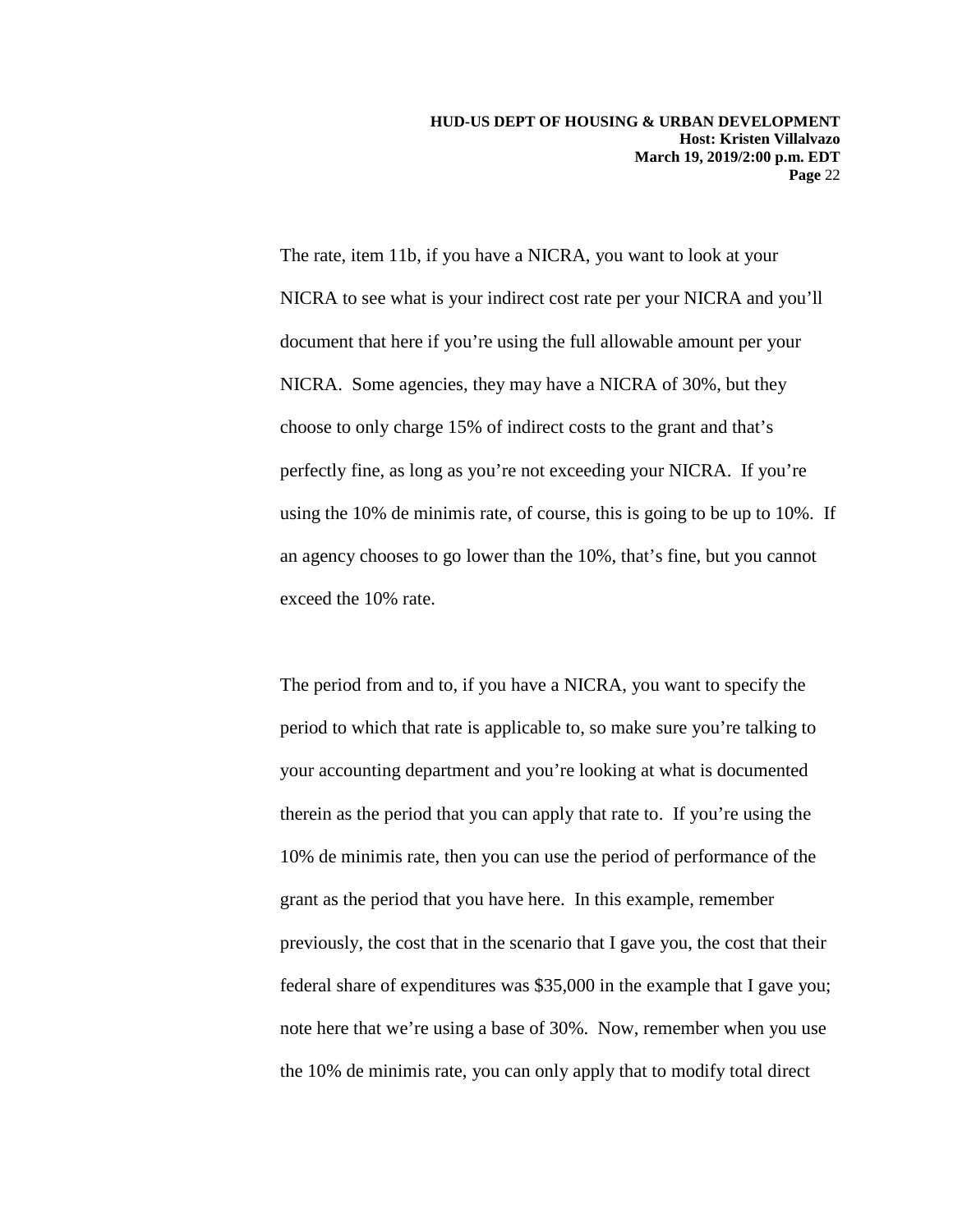The rate, item 11b, if you have a NICRA, you want to look at your NICRA to see what is your indirect cost rate per your NICRA and you'll document that here if you're using the full allowable amount per your NICRA. Some agencies, they may have a NICRA of 30%, but they choose to only charge 15% of indirect costs to the grant and that's perfectly fine, as long as you're not exceeding your NICRA. If you're using the 10% de minimis rate, of course, this is going to be up to 10%. If an agency chooses to go lower than the 10%, that's fine, but you cannot exceed the 10% rate.

The period from and to, if you have a NICRA, you want to specify the period to which that rate is applicable to, so make sure you're talking to your accounting department and you're looking at what is documented therein as the period that you can apply that rate to. If you're using the 10% de minimis rate, then you can use the period of performance of the grant as the period that you have here. In this example, remember previously, the cost that in the scenario that I gave you, the cost that their federal share of expenditures was $35,000 in the example that I gave you; note here that we're using a base of 30%. Now, remember when you use the 10% de minimis rate, you can only apply that to modify total direct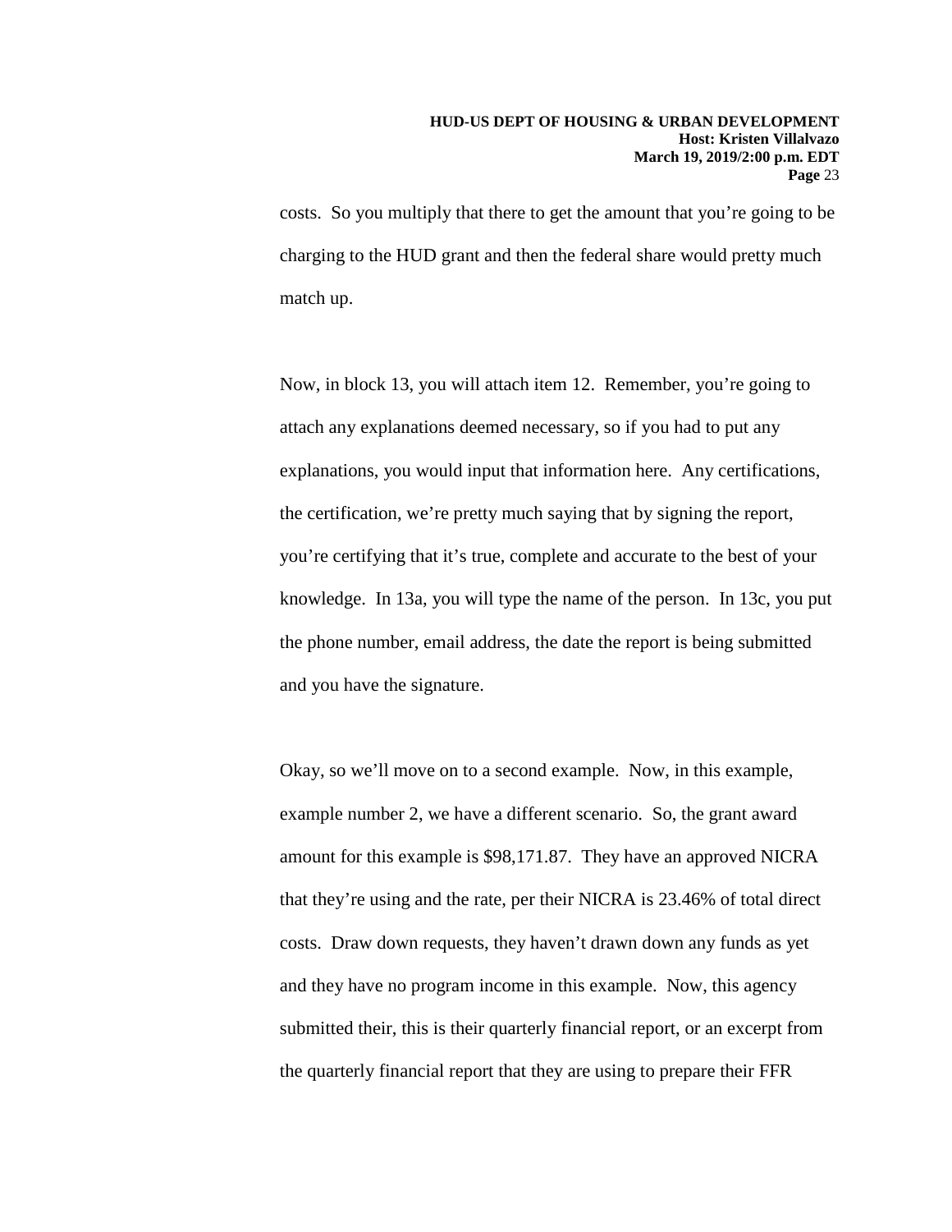costs. So you multiply that there to get the amount that you're going to be charging to the HUD grant and then the federal share would pretty much match up.

Now, in block 13, you will attach item 12. Remember, you're going to attach any explanations deemed necessary, so if you had to put any explanations, you would input that information here. Any certifications, the certification, we're pretty much saying that by signing the report, you're certifying that it's true, complete and accurate to the best of your knowledge. In 13a, you will type the name of the person. In 13c, you put the phone number, email address, the date the report is being submitted and you have the signature.

Okay, so we'll move on to a second example. Now, in this example, example number 2, we have a different scenario. So, the grant award amount for this example is $98,171.87. They have an approved NICRA that they're using and the rate, per their NICRA is 23.46% of total direct costs. Draw down requests, they haven't drawn down any funds as yet and they have no program income in this example. Now, this agency submitted their, this is their quarterly financial report, or an excerpt from the quarterly financial report that they are using to prepare their FFR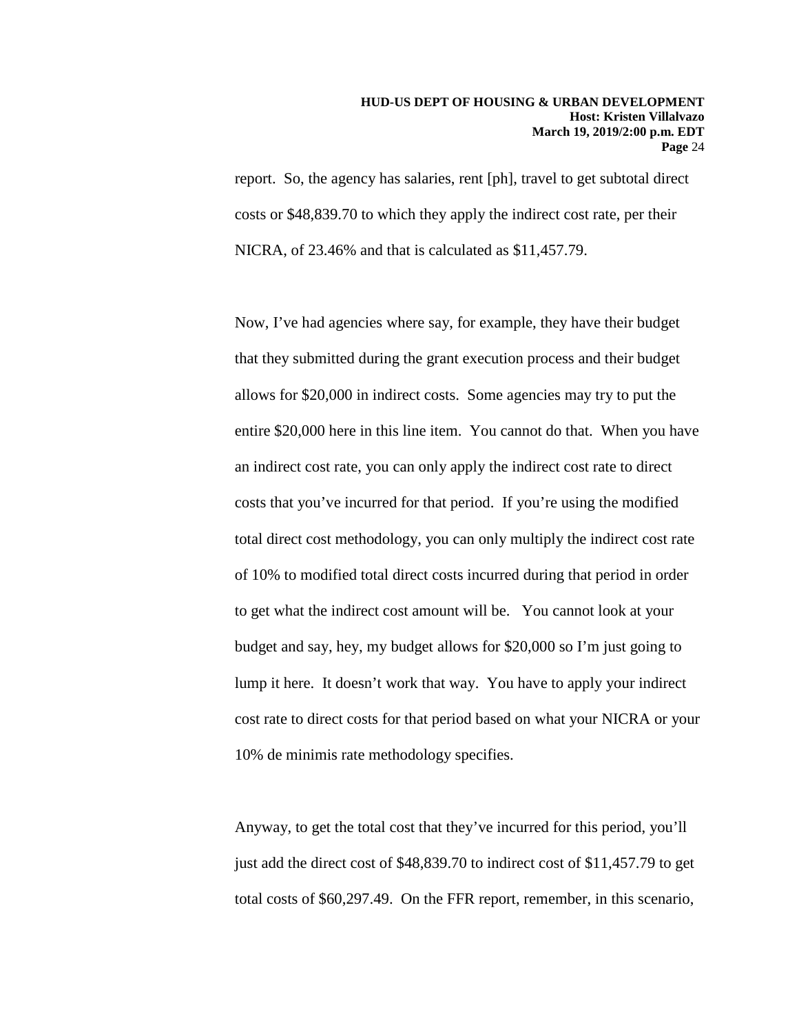report. So, the agency has salaries, rent [ph], travel to get subtotal direct costs or $48,839.70 to which they apply the indirect cost rate, per their NICRA, of 23.46% and that is calculated as $11,457.79.

Now, I've had agencies where say, for example, they have their budget that they submitted during the grant execution process and their budget allows for $20,000 in indirect costs. Some agencies may try to put the entire $20,000 here in this line item. You cannot do that. When you have an indirect cost rate, you can only apply the indirect cost rate to direct costs that you've incurred for that period. If you're using the modified total direct cost methodology, you can only multiply the indirect cost rate of 10% to modified total direct costs incurred during that period in order to get what the indirect cost amount will be. You cannot look at your budget and say, hey, my budget allows for $20,000 so I'm just going to lump it here. It doesn't work that way. You have to apply your indirect cost rate to direct costs for that period based on what your NICRA or your 10% de minimis rate methodology specifies.

Anyway, to get the total cost that they've incurred for this period, you'll just add the direct cost of $48,839.70 to indirect cost of $11,457.79 to get total costs of $60,297.49. On the FFR report, remember, in this scenario,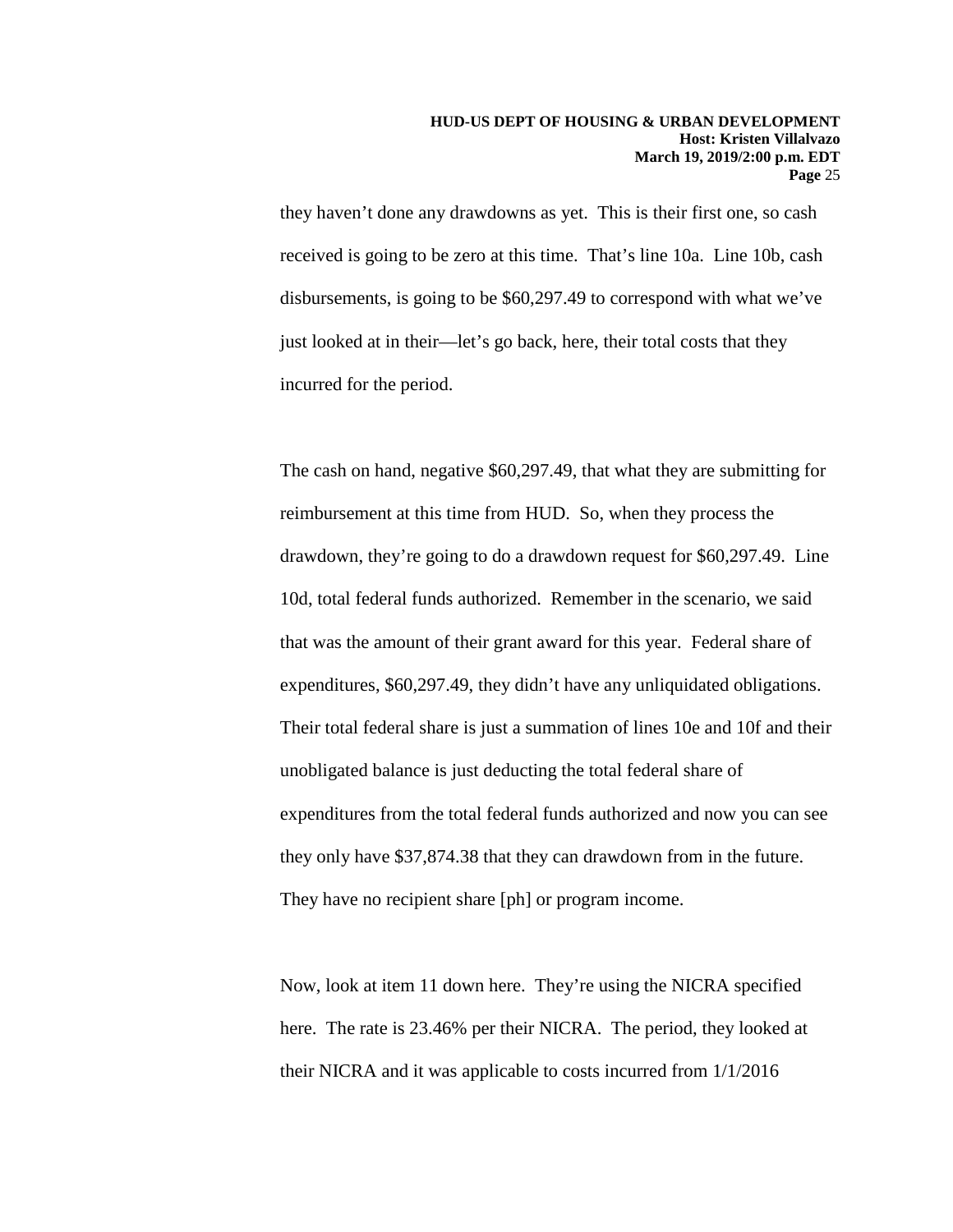they haven't done any drawdowns as yet. This is their first one, so cash received is going to be zero at this time. That's line 10a. Line 10b, cash disbursements, is going to be $60,297.49 to correspond with what we've just looked at in their—let's go back, here, their total costs that they incurred for the period.

The cash on hand, negative $60,297.49, that what they are submitting for reimbursement at this time from HUD. So, when they process the drawdown, they're going to do a drawdown request for $60,297.49. Line 10d, total federal funds authorized. Remember in the scenario, we said that was the amount of their grant award for this year. Federal share of expenditures, $60,297.49, they didn't have any unliquidated obligations. Their total federal share is just a summation of lines 10e and 10f and their unobligated balance is just deducting the total federal share of expenditures from the total federal funds authorized and now you can see they only have $37,874.38 that they can drawdown from in the future. They have no recipient share [ph] or program income.

Now, look at item 11 down here. They're using the NICRA specified here. The rate is 23.46% per their NICRA. The period, they looked at their NICRA and it was applicable to costs incurred from 1/1/2016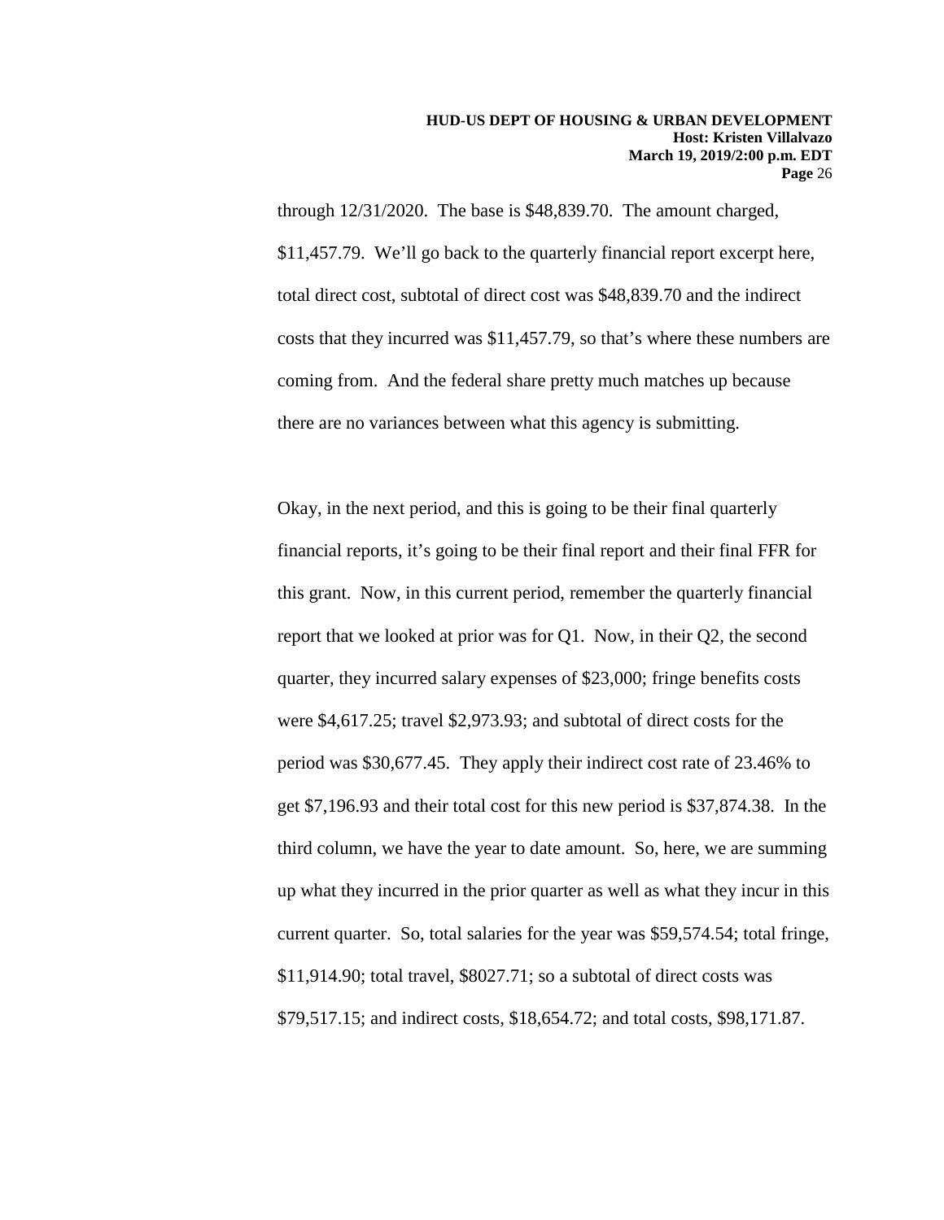through 12/31/2020. The base is $48,839.70. The amount charged, $11,457.79. We'll go back to the quarterly financial report excerpt here, total direct cost, subtotal of direct cost was $48,839.70 and the indirect costs that they incurred was $11,457.79, so that's where these numbers are coming from. And the federal share pretty much matches up because there are no variances between what this agency is submitting.

Okay, in the next period, and this is going to be their final quarterly financial reports, it's going to be their final report and their final FFR for this grant. Now, in this current period, remember the quarterly financial report that we looked at prior was for Q1. Now, in their Q2, the second quarter, they incurred salary expenses of $23,000; fringe benefits costs were $4,617.25; travel $2,973.93; and subtotal of direct costs for the period was $30,677.45. They apply their indirect cost rate of 23.46% to get $7,196.93 and their total cost for this new period is $37,874.38. In the third column, we have the year to date amount. So, here, we are summing up what they incurred in the prior quarter as well as what they incur in this current quarter. So, total salaries for the year was $59,574.54; total fringe, $11,914.90; total travel, $8027.71; so a subtotal of direct costs was $79,517.15; and indirect costs, $18,654.72; and total costs, $98,171.87.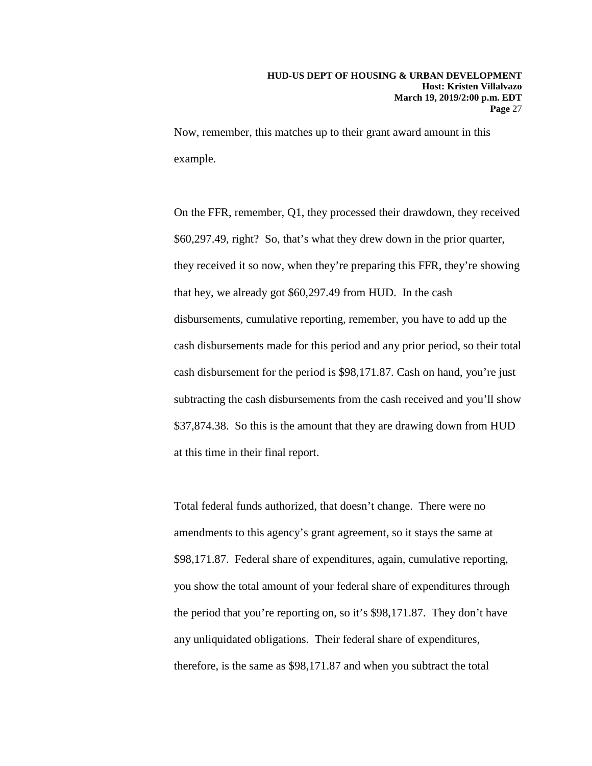Now, remember, this matches up to their grant award amount in this example.

On the FFR, remember, Q1, they processed their drawdown, they received \$60,297.49, right? So, that's what they drew down in the prior quarter, they received it so now, when they're preparing this FFR, they're showing that hey, we already got \$60,297.49 from HUD. In the cash disbursements, cumulative reporting, remember, you have to add up the cash disbursements made for this period and any prior period, so their total cash disbursement for the period is \$98,171.87. Cash on hand, you're just subtracting the cash disbursements from the cash received and you'll show \$37,874.38. So this is the amount that they are drawing down from HUD at this time in their final report.

Total federal funds authorized, that doesn't change. There were no amendments to this agency's grant agreement, so it stays the same at \$98,171.87. Federal share of expenditures, again, cumulative reporting, you show the total amount of your federal share of expenditures through the period that you're reporting on, so it's \$98,171.87. They don't have any unliquidated obligations. Their federal share of expenditures, therefore, is the same as \$98,171.87 and when you subtract the total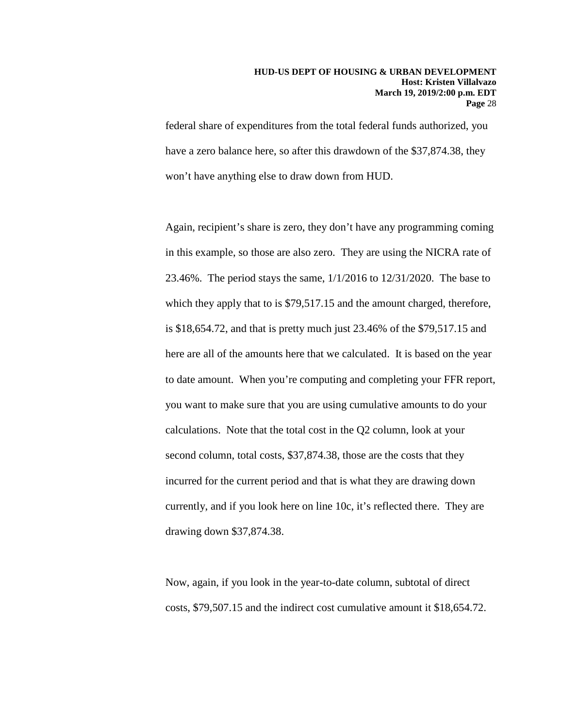federal share of expenditures from the total federal funds authorized, you have a zero balance here, so after this drawdown of the $37,874.38, they won't have anything else to draw down from HUD.

Again, recipient's share is zero, they don't have any programming coming in this example, so those are also zero. They are using the NICRA rate of 23.46%. The period stays the same, 1/1/2016 to 12/31/2020. The base to which they apply that to is $79,517.15 and the amount charged, therefore, is $18,654.72, and that is pretty much just 23.46% of the $79,517.15 and here are all of the amounts here that we calculated. It is based on the year to date amount. When you're computing and completing your FFR report, you want to make sure that you are using cumulative amounts to do your calculations. Note that the total cost in the Q2 column, look at your second column, total costs, $37,874.38, those are the costs that they incurred for the current period and that is what they are drawing down currently, and if you look here on line 10c, it's reflected there. They are drawing down $37,874.38.

Now, again, if you look in the year-to-date column, subtotal of direct costs, $79,507.15 and the indirect cost cumulative amount it $18,654.72.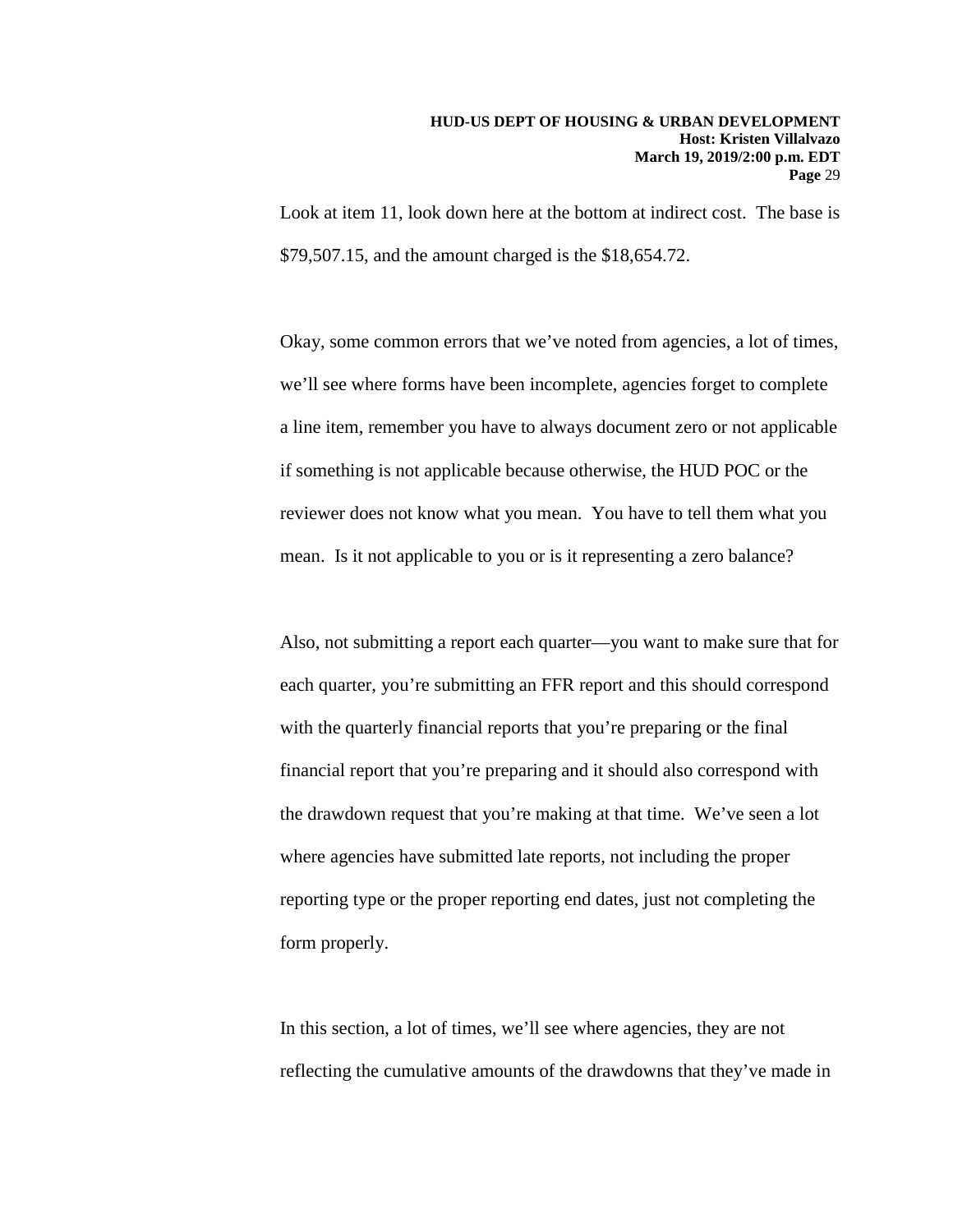Look at item 11, look down here at the bottom at indirect cost. The base is $79,507.15, and the amount charged is the $18,654.72.

Okay, some common errors that we've noted from agencies, a lot of times, we'll see where forms have been incomplete, agencies forget to complete a line item, remember you have to always document zero or not applicable if something is not applicable because otherwise, the HUD POC or the reviewer does not know what you mean. You have to tell them what you mean. Is it not applicable to you or is it representing a zero balance?

Also, not submitting a report each quarter—you want to make sure that for each quarter, you're submitting an FFR report and this should correspond with the quarterly financial reports that you're preparing or the final financial report that you're preparing and it should also correspond with the drawdown request that you're making at that time. We've seen a lot where agencies have submitted late reports, not including the proper reporting type or the proper reporting end dates, just not completing the form properly.

In this section, a lot of times, we'll see where agencies, they are not reflecting the cumulative amounts of the drawdowns that they've made in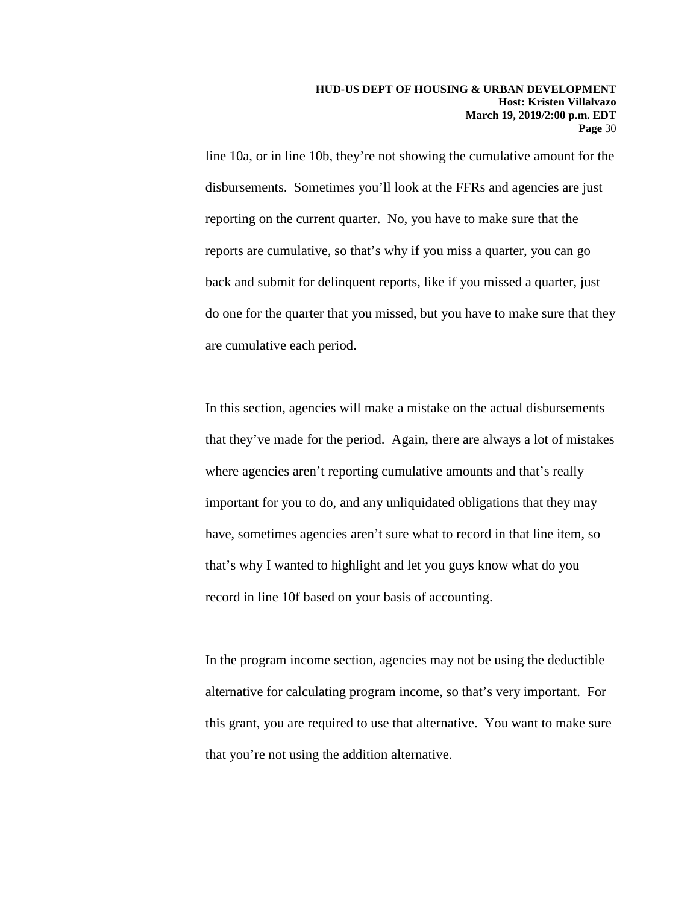line 10a, or in line 10b, they’re not showing the cumulative amount for the disbursements. Sometimes you’ll look at the FFRs and agencies are just reporting on the current quarter. No, you have to make sure that the reports are cumulative, so that’s why if you miss a quarter, you can go back and submit for delinquent reports, like if you missed a quarter, just do one for the quarter that you missed, but you have to make sure that they are cumulative each period.

In this section, agencies will make a mistake on the actual disbursements that they’ve made for the period. Again, there are always a lot of mistakes where agencies aren’t reporting cumulative amounts and that’s really important for you to do, and any unliquidated obligations that they may have, sometimes agencies aren’t sure what to record in that line item, so that’s why I wanted to highlight and let you guys know what do you record in line 10f based on your basis of accounting.

In the program income section, agencies may not be using the deductible alternative for calculating program income, so that’s very important. For this grant, you are required to use that alternative. You want to make sure that you’re not using the addition alternative.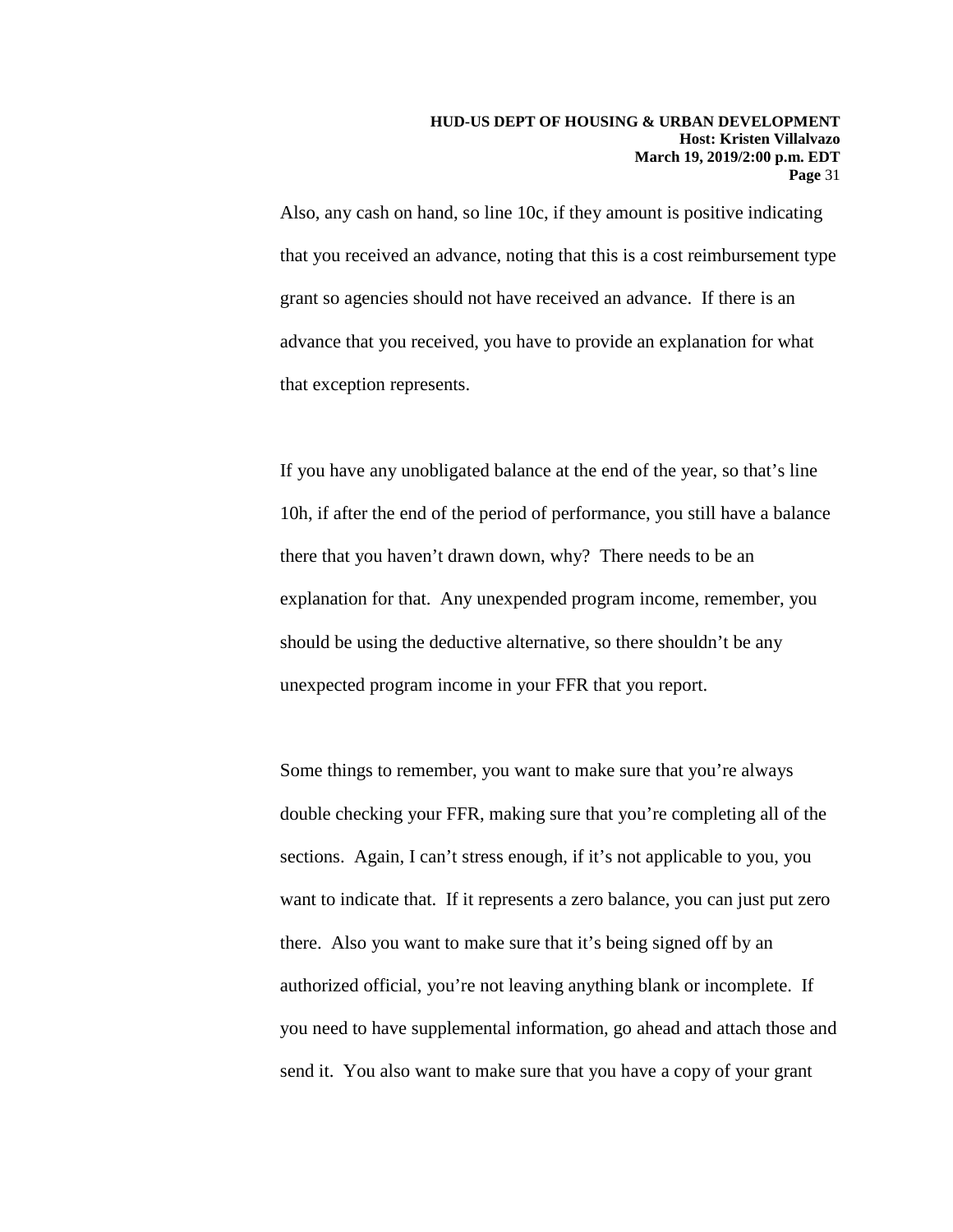Also, any cash on hand, so line 10c, if they amount is positive indicating that you received an advance, noting that this is a cost reimbursement type grant so agencies should not have received an advance. If there is an advance that you received, you have to provide an explanation for what that exception represents.

If you have any unobligated balance at the end of the year, so that's line 10h, if after the end of the period of performance, you still have a balance there that you haven't drawn down, why? There needs to be an explanation for that. Any unexpended program income, remember, you should be using the deductive alternative, so there shouldn't be any unexpected program income in your FFR that you report.

Some things to remember, you want to make sure that you're always double checking your FFR, making sure that you're completing all of the sections. Again, I can't stress enough, if it's not applicable to you, you want to indicate that. If it represents a zero balance, you can just put zero there. Also you want to make sure that it's being signed off by an authorized official, you're not leaving anything blank or incomplete. If you need to have supplemental information, go ahead and attach those and send it. You also want to make sure that you have a copy of your grant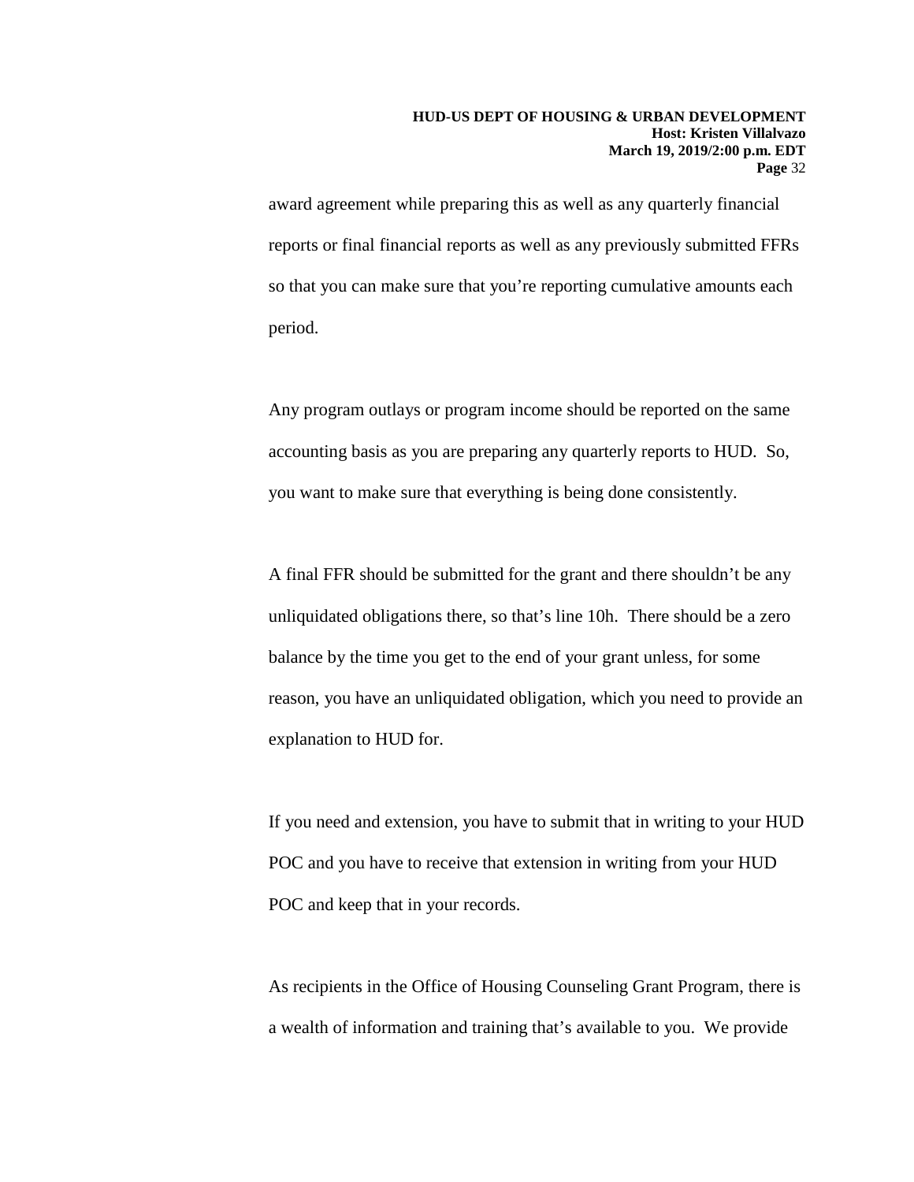award agreement while preparing this as well as any quarterly financial reports or final financial reports as well as any previously submitted FFRs so that you can make sure that you're reporting cumulative amounts each period.

Any program outlays or program income should be reported on the same accounting basis as you are preparing any quarterly reports to HUD. So, you want to make sure that everything is being done consistently.

A final FFR should be submitted for the grant and there shouldn't be any unliquidated obligations there, so that's line 10h. There should be a zero balance by the time you get to the end of your grant unless, for some reason, you have an unliquidated obligation, which you need to provide an explanation to HUD for.

If you need and extension, you have to submit that in writing to your HUD POC and you have to receive that extension in writing from your HUD POC and keep that in your records.

As recipients in the Office of Housing Counseling Grant Program, there is a wealth of information and training that's available to you. We provide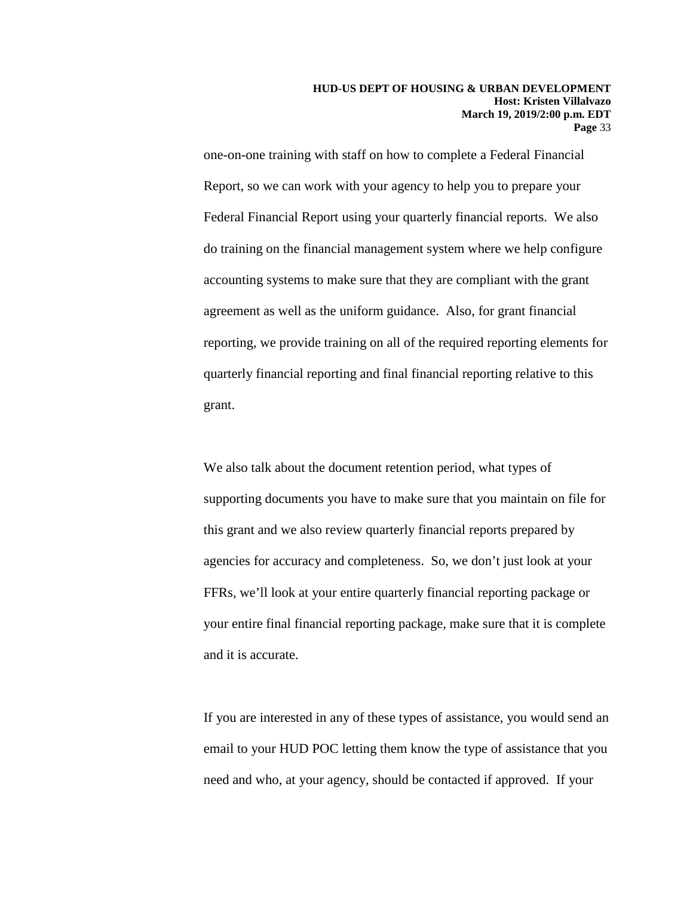one-on-one training with staff on how to complete a Federal Financial Report, so we can work with your agency to help you to prepare your Federal Financial Report using your quarterly financial reports. We also do training on the financial management system where we help configure accounting systems to make sure that they are compliant with the grant agreement as well as the uniform guidance. Also, for grant financial reporting, we provide training on all of the required reporting elements for quarterly financial reporting and final financial reporting relative to this grant.

We also talk about the document retention period, what types of supporting documents you have to make sure that you maintain on file for this grant and we also review quarterly financial reports prepared by agencies for accuracy and completeness. So, we don't just look at your FFRs, we'll look at your entire quarterly financial reporting package or your entire final financial reporting package, make sure that it is complete and it is accurate.

If you are interested in any of these types of assistance, you would send an email to your HUD POC letting them know the type of assistance that you need and who, at your agency, should be contacted if approved. If your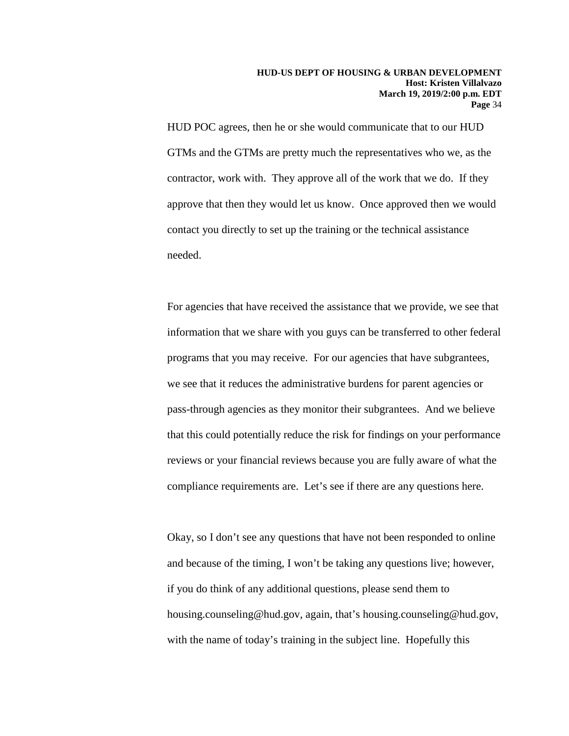HUD POC agrees, then he or she would communicate that to our HUD GTMs and the GTMs are pretty much the representatives who we, as the contractor, work with. They approve all of the work that we do. If they approve that then they would let us know. Once approved then we would contact you directly to set up the training or the technical assistance needed.

For agencies that have received the assistance that we provide, we see that information that we share with you guys can be transferred to other federal programs that you may receive. For our agencies that have subgrantees, we see that it reduces the administrative burdens for parent agencies or pass-through agencies as they monitor their subgrantees. And we believe that this could potentially reduce the risk for findings on your performance reviews or your financial reviews because you are fully aware of what the compliance requirements are. Let's see if there are any questions here.

Okay, so I don't see any questions that have not been responded to online and because of the timing, I won't be taking any questions live; however, if you do think of any additional questions, please send them to housing.counseling@hud.gov, again, that's housing.counseling@hud.gov, with the name of today's training in the subject line. Hopefully this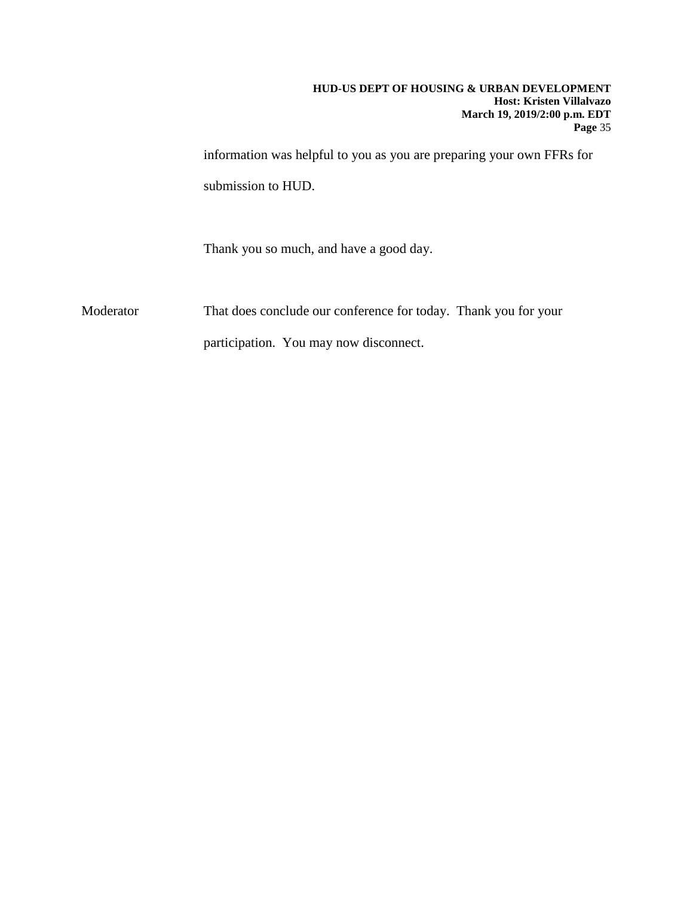information was helpful to you as you are preparing your own FFRs for submission to HUD.

Thank you so much, and have a good day.

Moderator That does conclude our conference for today. Thank you for your participation. You may now disconnect.